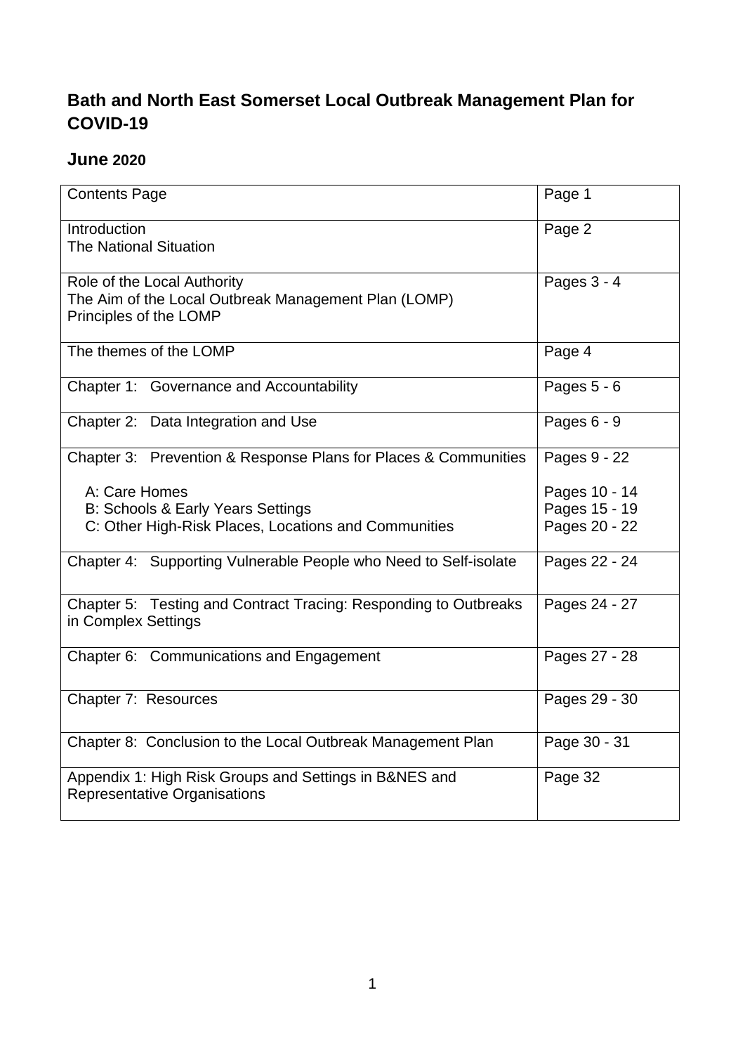# Bath and North East Somerset Local Outbreak Management Plan for COVID-19

## June 2020

| Contents Page | Page 1 |
|---|---|
| Introduction<br>The National Situation | Page 2 |
| Role of the Local Authority<br>The Aim of the Local Outbreak Management Plan (LOMP)<br>Principles of the LOMP | Pages 3 - 4 |
| The themes of the LOMP | Page 4 |
| Chapter 1: Governance and Accountability | Pages 5 - 6 |
| Chapter 2: Data Integration and Use | Pages 6 - 9 |
| Chapter 3: Prevention & Response Plans for Places & Communities<br><br>A: Care Homes<br>B: Schools & Early Years Settings<br>C: Other High-Risk Places, Locations and Communities | Pages 9 - 22<br><br>Pages 10 - 14<br>Pages 15 - 19<br>Pages 20 - 22 |
| Chapter 4: Supporting Vulnerable People who Need to Self-isolate | Pages 22 - 24 |
| Chapter 5: Testing and Contract Tracing: Responding to Outbreaks in Complex Settings | Pages 24 - 27 |
| Chapter 6: Communications and Engagement | Pages 27 - 28 |
| Chapter 7: Resources | Pages 29 - 30 |
| Chapter 8: Conclusion to the Local Outbreak Management Plan | Page 30 - 31 |
| Appendix 1: High Risk Groups and Settings in B&NES and Representative Organisations | Page 32 |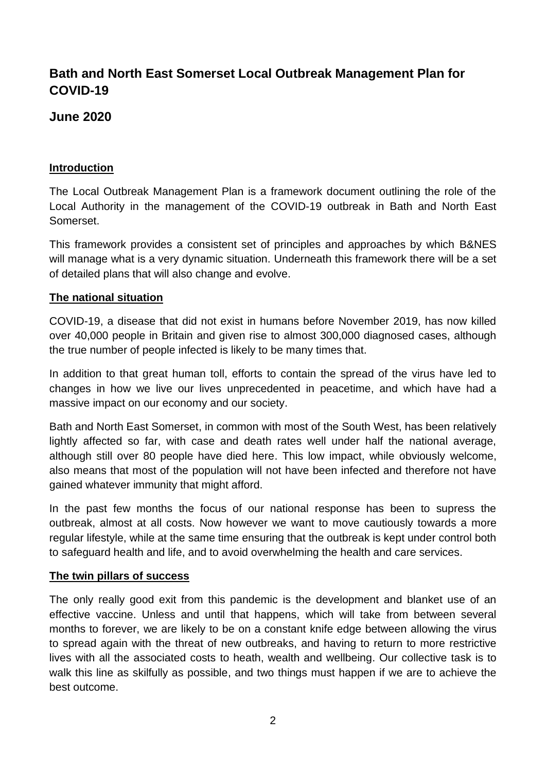# Bath and North East Somerset Local Outbreak Management Plan for COVID-19

## June 2020

### Introduction

The Local Outbreak Management Plan is a framework document outlining the role of the Local Authority in the management of the COVID-19 outbreak in Bath and North East Somerset.

This framework provides a consistent set of principles and approaches by which B&NES will manage what is a very dynamic situation. Underneath this framework there will be a set of detailed plans that will also change and evolve.

### The national situation

COVID-19, a disease that did not exist in humans before November 2019, has now killed over 40,000 people in Britain and given rise to almost 300,000 diagnosed cases, although the true number of people infected is likely to be many times that.

In addition to that great human toll, efforts to contain the spread of the virus have led to changes in how we live our lives unprecedented in peacetime, and which have had a massive impact on our economy and our society.

Bath and North East Somerset, in common with most of the South West, has been relatively lightly affected so far, with case and death rates well under half the national average, although still over 80 people have died here. This low impact, while obviously welcome, also means that most of the population will not have been infected and therefore not have gained whatever immunity that might afford.

In the past few months the focus of our national response has been to supress the outbreak, almost at all costs. Now however we want to move cautiously towards a more regular lifestyle, while at the same time ensuring that the outbreak is kept under control both to safeguard health and life, and to avoid overwhelming the health and care services.

### The twin pillars of success

The only really good exit from this pandemic is the development and blanket use of an effective vaccine. Unless and until that happens, which will take from between several months to forever, we are likely to be on a constant knife edge between allowing the virus to spread again with the threat of new outbreaks, and having to return to more restrictive lives with all the associated costs to heath, wealth and wellbeing. Our collective task is to walk this line as skilfully as possible, and two things must happen if we are to achieve the best outcome.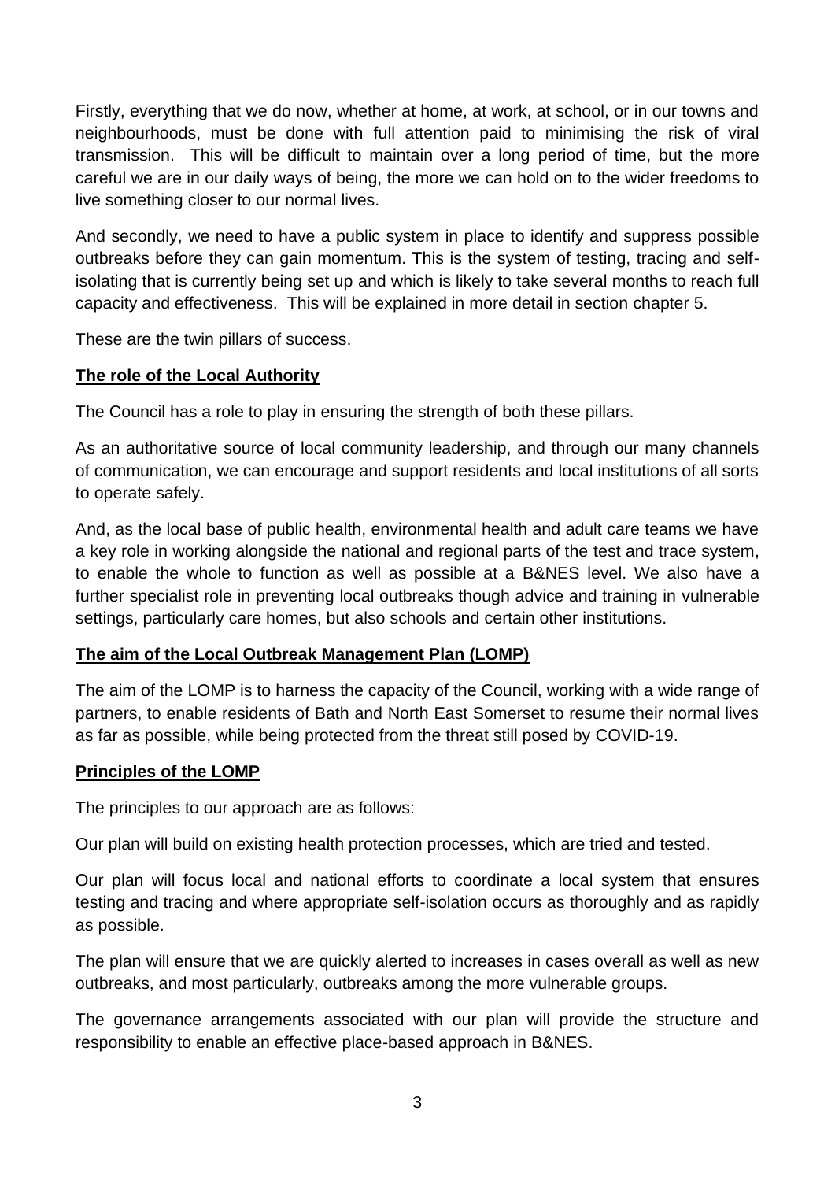Firstly, everything that we do now, whether at home, at work, at school, or in our towns and neighbourhoods, must be done with full attention paid to minimising the risk of viral transmission. This will be difficult to maintain over a long period of time, but the more careful we are in our daily ways of being, the more we can hold on to the wider freedoms to live something closer to our normal lives.

And secondly, we need to have a public system in place to identify and suppress possible outbreaks before they can gain momentum. This is the system of testing, tracing and self-isolating that is currently being set up and which is likely to take several months to reach full capacity and effectiveness. This will be explained in more detail in section chapter 5.

These are the twin pillars of success.

## The role of the Local Authority

The Council has a role to play in ensuring the strength of both these pillars.

As an authoritative source of local community leadership, and through our many channels of communication, we can encourage and support residents and local institutions of all sorts to operate safely.

And, as the local base of public health, environmental health and adult care teams we have a key role in working alongside the national and regional parts of the test and trace system, to enable the whole to function as well as possible at a B&NES level. We also have a further specialist role in preventing local outbreaks though advice and training in vulnerable settings, particularly care homes, but also schools and certain other institutions.

## The aim of the Local Outbreak Management Plan (LOMP)

The aim of the LOMP is to harness the capacity of the Council, working with a wide range of partners, to enable residents of Bath and North East Somerset to resume their normal lives as far as possible, while being protected from the threat still posed by COVID-19.

## Principles of the LOMP

The principles to our approach are as follows:

Our plan will build on existing health protection processes, which are tried and tested.

Our plan will focus local and national efforts to coordinate a local system that ensures testing and tracing and where appropriate self-isolation occurs as thoroughly and as rapidly as possible.

The plan will ensure that we are quickly alerted to increases in cases overall as well as new outbreaks, and most particularly, outbreaks among the more vulnerable groups.

The governance arrangements associated with our plan will provide the structure and responsibility to enable an effective place-based approach in B&NES.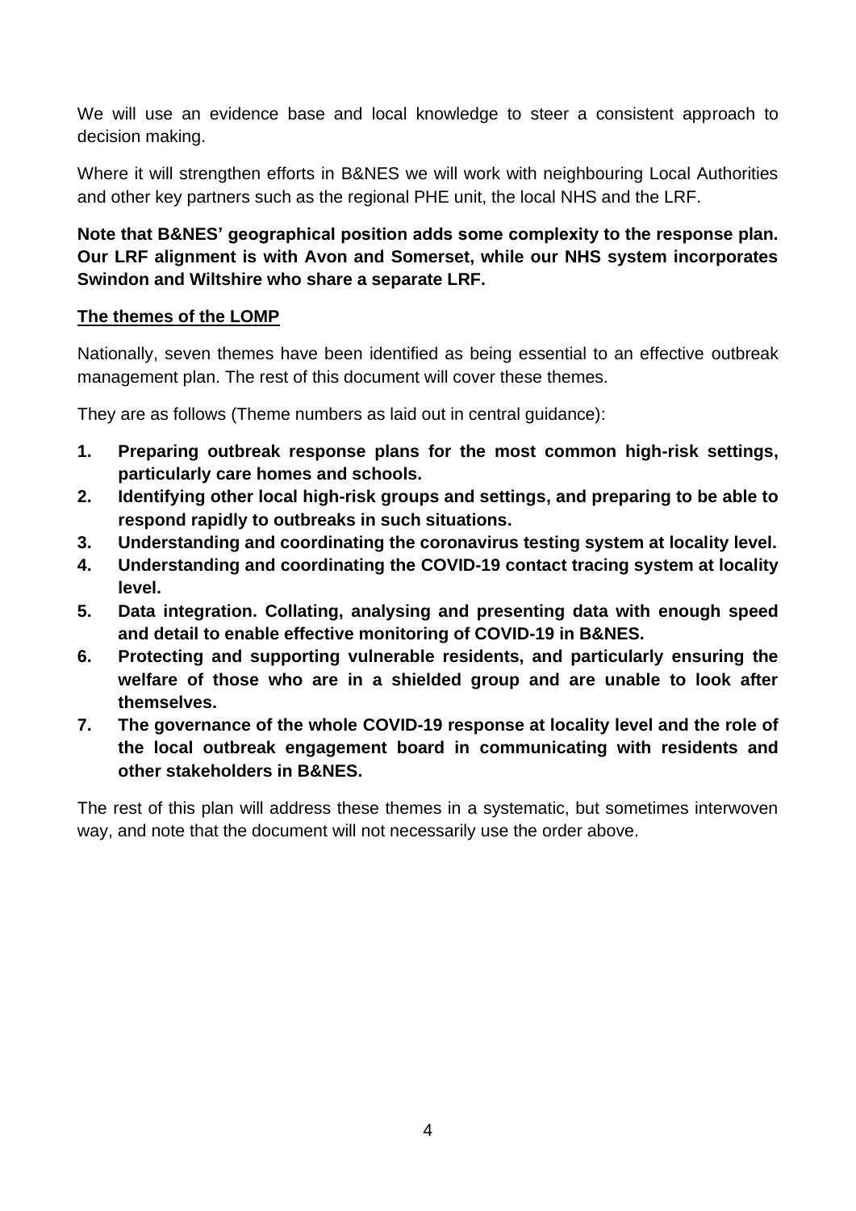We will use an evidence base and local knowledge to steer a consistent approach to decision making.

Where it will strengthen efforts in B&NES we will work with neighbouring Local Authorities and other key partners such as the regional PHE unit, the local NHS and the LRF.

**Note that B&NES' geographical position adds some complexity to the response plan. Our LRF alignment is with Avon and Somerset, while our NHS system incorporates Swindon and Wiltshire who share a separate LRF.**

**The themes of the LOMP**

Nationally, seven themes have been identified as being essential to an effective outbreak management plan. The rest of this document will cover these themes.

They are as follows (Theme numbers as laid out in central guidance):

1. **Preparing outbreak response plans for the most common high-risk settings, particularly care homes and schools.**
2. **Identifying other local high-risk groups and settings, and preparing to be able to respond rapidly to outbreaks in such situations.**
3. **Understanding and coordinating the coronavirus testing system at locality level.**
4. **Understanding and coordinating the COVID-19 contact tracing system at locality level.**
5. **Data integration. Collating, analysing and presenting data with enough speed and detail to enable effective monitoring of COVID-19 in B&NES.**
6. **Protecting and supporting vulnerable residents, and particularly ensuring the welfare of those who are in a shielded group and are unable to look after themselves.**
7. **The governance of the whole COVID-19 response at locality level and the role of the local outbreak engagement board in communicating with residents and other stakeholders in B&NES.**

The rest of this plan will address these themes in a systematic, but sometimes interwoven way, and note that the document will not necessarily use the order above.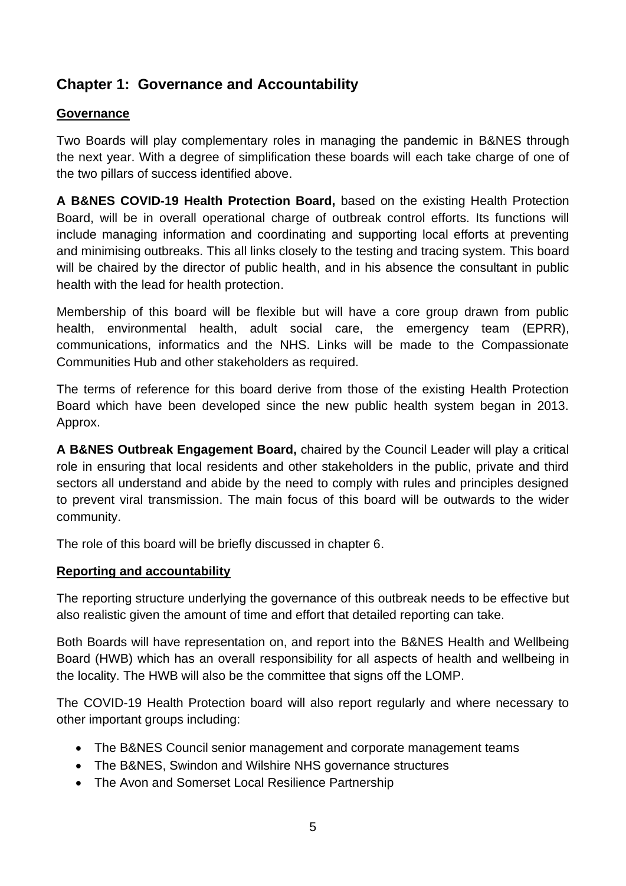## Chapter 1: Governance and Accountability

### Governance

Two Boards will play complementary roles in managing the pandemic in B&NES through the next year. With a degree of simplification these boards will each take charge of one of the two pillars of success identified above.

**A B&NES COVID-19 Health Protection Board,** based on the existing Health Protection Board, will be in overall operational charge of outbreak control efforts. Its functions will include managing information and coordinating and supporting local efforts at preventing and minimising outbreaks. This all links closely to the testing and tracing system. This board will be chaired by the director of public health, and in his absence the consultant in public health with the lead for health protection.

Membership of this board will be flexible but will have a core group drawn from public health, environmental health, adult social care, the emergency team (EPRR), communications, informatics and the NHS. Links will be made to the Compassionate Communities Hub and other stakeholders as required.

The terms of reference for this board derive from those of the existing Health Protection Board which have been developed since the new public health system began in 2013. Approx.

**A B&NES Outbreak Engagement Board,** chaired by the Council Leader will play a critical role in ensuring that local residents and other stakeholders in the public, private and third sectors all understand and abide by the need to comply with rules and principles designed to prevent viral transmission. The main focus of this board will be outwards to the wider community.

The role of this board will be briefly discussed in chapter 6.

### Reporting and accountability

The reporting structure underlying the governance of this outbreak needs to be effective but also realistic given the amount of time and effort that detailed reporting can take.

Both Boards will have representation on, and report into the B&NES Health and Wellbeing Board (HWB) which has an overall responsibility for all aspects of health and wellbeing in the locality. The HWB will also be the committee that signs off the LOMP.

The COVID-19 Health Protection board will also report regularly and where necessary to other important groups including:

- The B&NES Council senior management and corporate management teams
- The B&NES, Swindon and Wilshire NHS governance structures
- The Avon and Somerset Local Resilience Partnership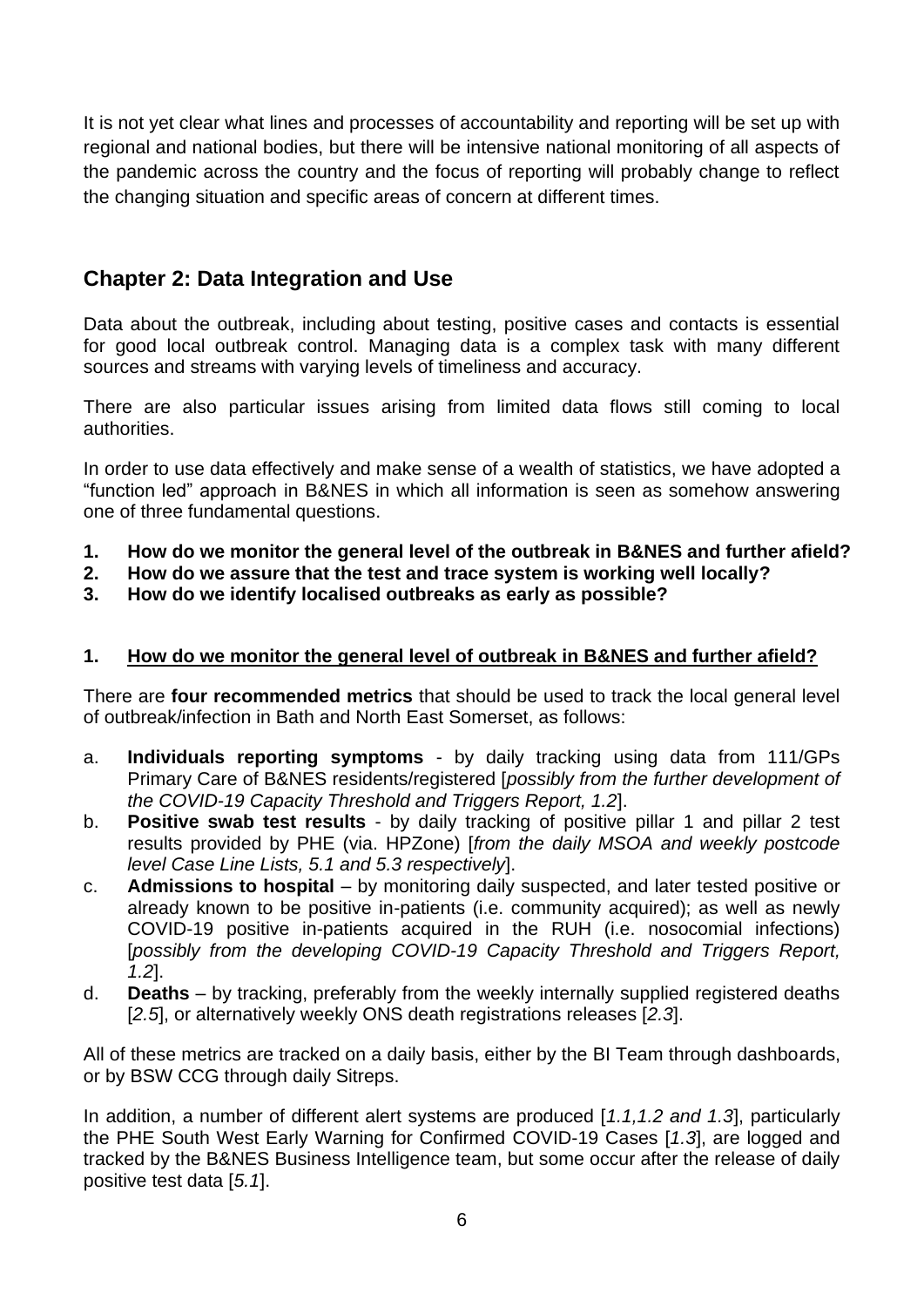It is not yet clear what lines and processes of accountability and reporting will be set up with regional and national bodies, but there will be intensive national monitoring of all aspects of the pandemic across the country and the focus of reporting will probably change to reflect the changing situation and specific areas of concern at different times.

## Chapter 2: Data Integration and Use

Data about the outbreak, including about testing, positive cases and contacts is essential for good local outbreak control. Managing data is a complex task with many different sources and streams with varying levels of timeliness and accuracy.

There are also particular issues arising from limited data flows still coming to local authorities.

In order to use data effectively and make sense of a wealth of statistics, we have adopted a "function led" approach in B&NES in which all information is seen as somehow answering one of three fundamental questions.

1. **How do we monitor the general level of the outbreak in B&NES and further afield?**
2. **How do we assure that the test and trace system is working well locally?**
3. **How do we identify localised outbreaks as early as possible?**

### 1. How do we monitor the general level of outbreak in B&NES and further afield?

There are **four recommended metrics** that should be used to track the local general level of outbreak/infection in Bath and North East Somerset, as follows:

a. **Individuals reporting symptoms** - by daily tracking using data from 111/GPs Primary Care of B&NES residents/registered [*possibly from the further development of the COVID-19 Capacity Threshold and Triggers Report, 1.2*].
b. **Positive swab test results** - by daily tracking of positive pillar 1 and pillar 2 test results provided by PHE (via. HPZone) [*from the daily MSOA and weekly postcode level Case Line Lists, 5.1 and 5.3 respectively*].
c. **Admissions to hospital** – by monitoring daily suspected, and later tested positive or already known to be positive in-patients (i.e. community acquired); as well as newly COVID-19 positive in-patients acquired in the RUH (i.e. nosocomial infections) [*possibly from the developing COVID-19 Capacity Threshold and Triggers Report, 1.2*].
d. **Deaths** – by tracking, preferably from the weekly internally supplied registered deaths [*2.5*], or alternatively weekly ONS death registrations releases [*2.3*].

All of these metrics are tracked on a daily basis, either by the BI Team through dashboards, or by BSW CCG through daily Sitreps.

In addition, a number of different alert systems are produced [*1.1,1.2 and 1.3*], particularly the PHE South West Early Warning for Confirmed COVID-19 Cases [*1.3*], are logged and tracked by the B&NES Business Intelligence team, but some occur after the release of daily positive test data [*5.1*].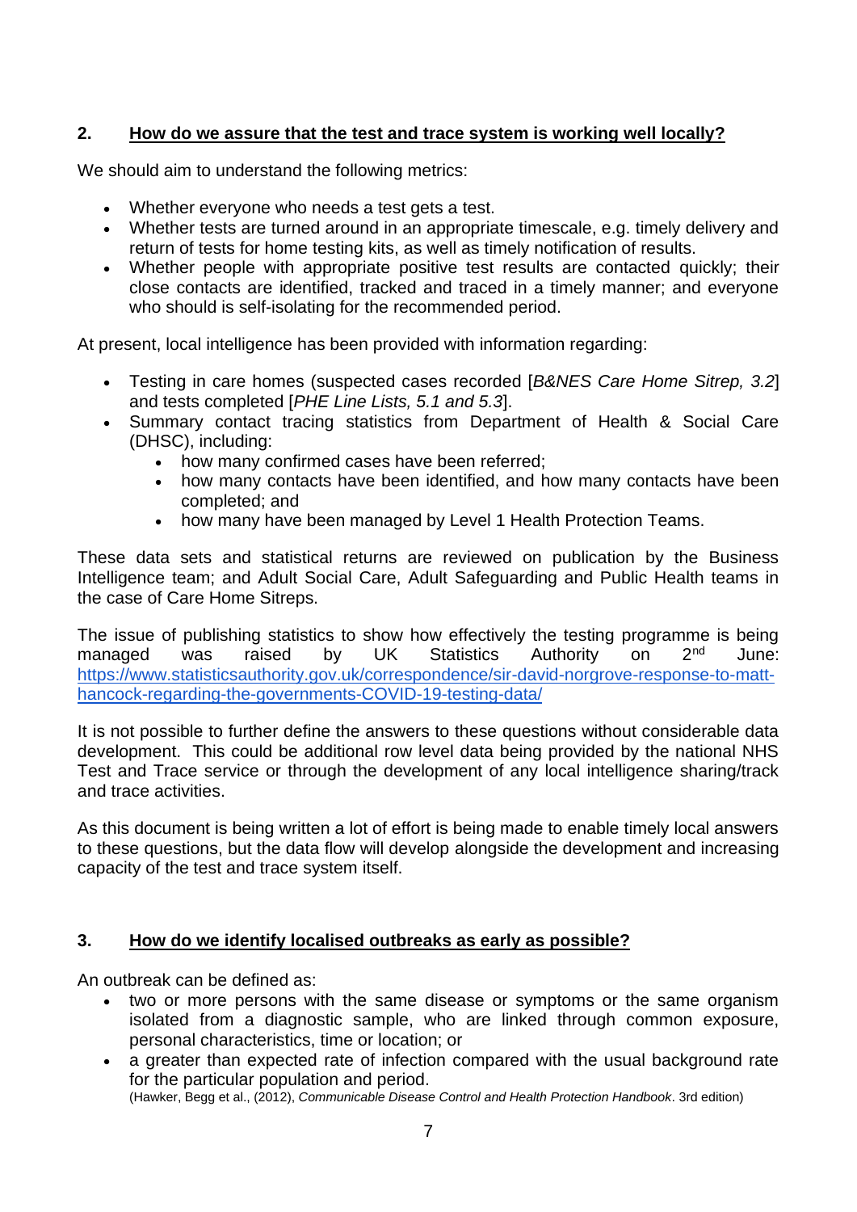## 2. How do we assure that the test and trace system is working well locally?

We should aim to understand the following metrics:

- Whether everyone who needs a test gets a test.
- Whether tests are turned around in an appropriate timescale, e.g. timely delivery and return of tests for home testing kits, as well as timely notification of results.
- Whether people with appropriate positive test results are contacted quickly; their close contacts are identified, tracked and traced in a timely manner; and everyone who should is self-isolating for the recommended period.

At present, local intelligence has been provided with information regarding:

- Testing in care homes (suspected cases recorded [*B&NES Care Home Sitrep, 3.2*] and tests completed [*PHE Line Lists, 5.1 and 5.3*].
- Summary contact tracing statistics from Department of Health & Social Care (DHSC), including:
  - how many confirmed cases have been referred;
  - how many contacts have been identified, and how many contacts have been completed; and
  - how many have been managed by Level 1 Health Protection Teams.

These data sets and statistical returns are reviewed on publication by the Business Intelligence team; and Adult Social Care, Adult Safeguarding and Public Health teams in the case of Care Home Sitreps.

The issue of publishing statistics to show how effectively the testing programme is being managed was raised by UK Statistics Authority on 2nd June: https://www.statisticsauthority.gov.uk/correspondence/sir-david-norgrove-response-to-matt-hancock-regarding-the-governments-COVID-19-testing-data/

It is not possible to further define the answers to these questions without considerable data development. This could be additional row level data being provided by the national NHS Test and Trace service or through the development of any local intelligence sharing/track and trace activities.

As this document is being written a lot of effort is being made to enable timely local answers to these questions, but the data flow will develop alongside the development and increasing capacity of the test and trace system itself.

## 3. How do we identify localised outbreaks as early as possible?

An outbreak can be defined as:

- two or more persons with the same disease or symptoms or the same organism isolated from a diagnostic sample, who are linked through common exposure, personal characteristics, time or location; or
- a greater than expected rate of infection compared with the usual background rate for the particular population and period.

(Hawker, Begg et al., (2012), *Communicable Disease Control and Health Protection Handbook*. 3rd edition)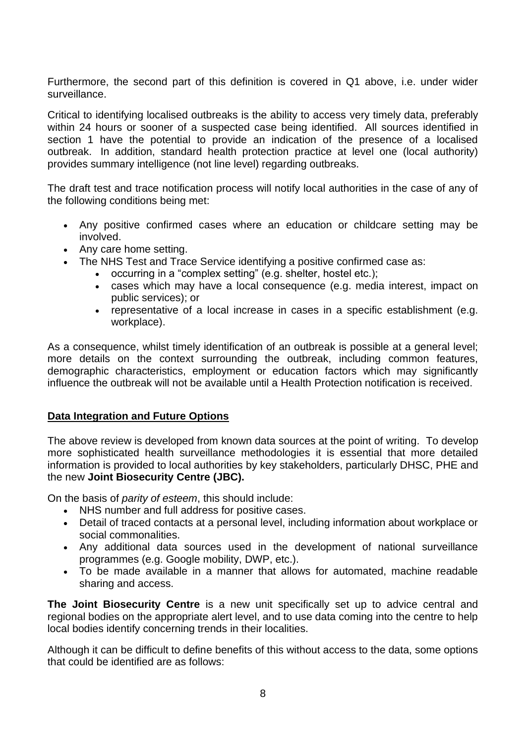Furthermore, the second part of this definition is covered in Q1 above, i.e. under wider surveillance.

Critical to identifying localised outbreaks is the ability to access very timely data, preferably within 24 hours or sooner of a suspected case being identified. All sources identified in section 1 have the potential to provide an indication of the presence of a localised outbreak. In addition, standard health protection practice at level one (local authority) provides summary intelligence (not line level) regarding outbreaks.

The draft test and trace notification process will notify local authorities in the case of any of the following conditions being met:

- Any positive confirmed cases where an education or childcare setting may be involved.
- Any care home setting.
- The NHS Test and Trace Service identifying a positive confirmed case as:
    - occurring in a "complex setting" (e.g. shelter, hostel etc.);
    - cases which may have a local consequence (e.g. media interest, impact on public services); or
    - representative of a local increase in cases in a specific establishment (e.g. workplace).

As a consequence, whilst timely identification of an outbreak is possible at a general level; more details on the context surrounding the outbreak, including common features, demographic characteristics, employment or education factors which may significantly influence the outbreak will not be available until a Health Protection notification is received.

**Data Integration and Future Options**

The above review is developed from known data sources at the point of writing. To develop more sophisticated health surveillance methodologies it is essential that more detailed information is provided to local authorities by key stakeholders, particularly DHSC, PHE and the new **Joint Biosecurity Centre (JBC).**

On the basis of *parity of esteem*, this should include:

- NHS number and full address for positive cases.
- Detail of traced contacts at a personal level, including information about workplace or social commonalities.
- Any additional data sources used in the development of national surveillance programmes (e.g. Google mobility, DWP, etc.).
- To be made available in a manner that allows for automated, machine readable sharing and access.

**The Joint Biosecurity Centre** is a new unit specifically set up to advice central and regional bodies on the appropriate alert level, and to use data coming into the centre to help local bodies identify concerning trends in their localities.

Although it can be difficult to define benefits of this without access to the data, some options that could be identified are as follows: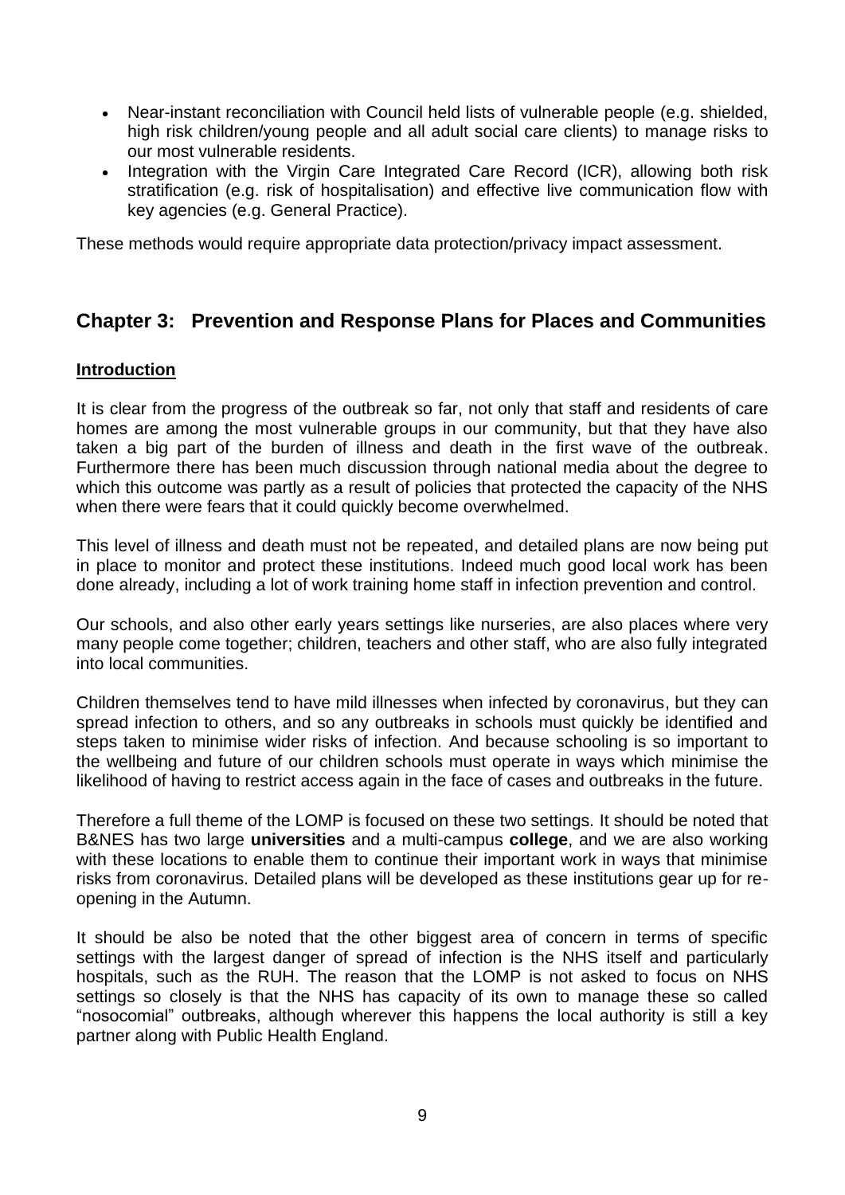- Near-instant reconciliation with Council held lists of vulnerable people (e.g. shielded, high risk children/young people and all adult social care clients) to manage risks to our most vulnerable residents.
- Integration with the Virgin Care Integrated Care Record (ICR), allowing both risk stratification (e.g. risk of hospitalisation) and effective live communication flow with key agencies (e.g. General Practice).

These methods would require appropriate data protection/privacy impact assessment.

## Chapter 3: Prevention and Response Plans for Places and Communities

**Introduction**

It is clear from the progress of the outbreak so far, not only that staff and residents of care homes are among the most vulnerable groups in our community, but that they have also taken a big part of the burden of illness and death in the first wave of the outbreak. Furthermore there has been much discussion through national media about the degree to which this outcome was partly as a result of policies that protected the capacity of the NHS when there were fears that it could quickly become overwhelmed.

This level of illness and death must not be repeated, and detailed plans are now being put in place to monitor and protect these institutions. Indeed much good local work has been done already, including a lot of work training home staff in infection prevention and control.

Our schools, and also other early years settings like nurseries, are also places where very many people come together; children, teachers and other staff, who are also fully integrated into local communities.

Children themselves tend to have mild illnesses when infected by coronavirus, but they can spread infection to others, and so any outbreaks in schools must quickly be identified and steps taken to minimise wider risks of infection. And because schooling is so important to the wellbeing and future of our children schools must operate in ways which minimise the likelihood of having to restrict access again in the face of cases and outbreaks in the future.

Therefore a full theme of the LOMP is focused on these two settings. It should be noted that B&NES has two large **universities** and a multi-campus **college**, and we are also working with these locations to enable them to continue their important work in ways that minimise risks from coronavirus. Detailed plans will be developed as these institutions gear up for re-opening in the Autumn.

It should be also be noted that the other biggest area of concern in terms of specific settings with the largest danger of spread of infection is the NHS itself and particularly hospitals, such as the RUH. The reason that the LOMP is not asked to focus on NHS settings so closely is that the NHS has capacity of its own to manage these so called "nosocomial" outbreaks, although wherever this happens the local authority is still a key partner along with Public Health England.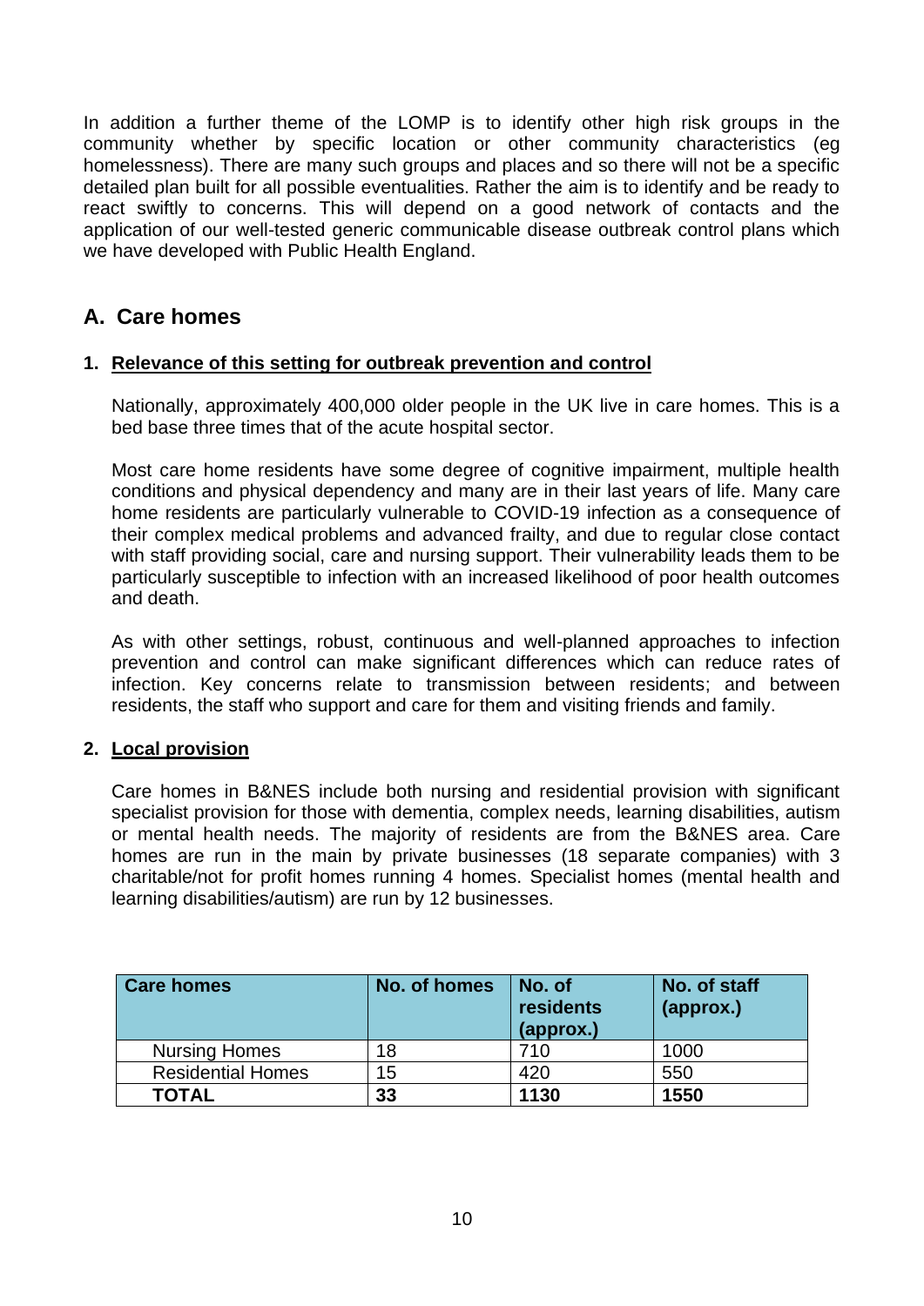In addition a further theme of the LOMP is to identify other high risk groups in the community whether by specific location or other community characteristics (eg homelessness). There are many such groups and places and so there will not be a specific detailed plan built for all possible eventualities. Rather the aim is to identify and be ready to react swiftly to concerns. This will depend on a good network of contacts and the application of our well-tested generic communicable disease outbreak control plans which we have developed with Public Health England.

## A. Care homes

### 1. Relevance of this setting for outbreak prevention and control

Nationally, approximately 400,000 older people in the UK live in care homes. This is a bed base three times that of the acute hospital sector.

Most care home residents have some degree of cognitive impairment, multiple health conditions and physical dependency and many are in their last years of life. Many care home residents are particularly vulnerable to COVID-19 infection as a consequence of their complex medical problems and advanced frailty, and due to regular close contact with staff providing social, care and nursing support. Their vulnerability leads them to be particularly susceptible to infection with an increased likelihood of poor health outcomes and death.

As with other settings, robust, continuous and well-planned approaches to infection prevention and control can make significant differences which can reduce rates of infection. Key concerns relate to transmission between residents; and between residents, the staff who support and care for them and visiting friends and family.

### 2. Local provision

Care homes in B&NES include both nursing and residential provision with significant specialist provision for those with dementia, complex needs, learning disabilities, autism or mental health needs. The majority of residents are from the B&NES area. Care homes are run in the main by private businesses (18 separate companies) with 3 charitable/not for profit homes running 4 homes. Specialist homes (mental health and learning disabilities/autism) are run by 12 businesses.

| Care homes | No. of homes | No. of residents (approx.) | No. of staff (approx.) |
|---|---|---|---|
| Nursing Homes | 18 | 710 | 1000 |
| Residential Homes | 15 | 420 | 550 |
| **TOTAL** | **33** | **1130** | **1550** |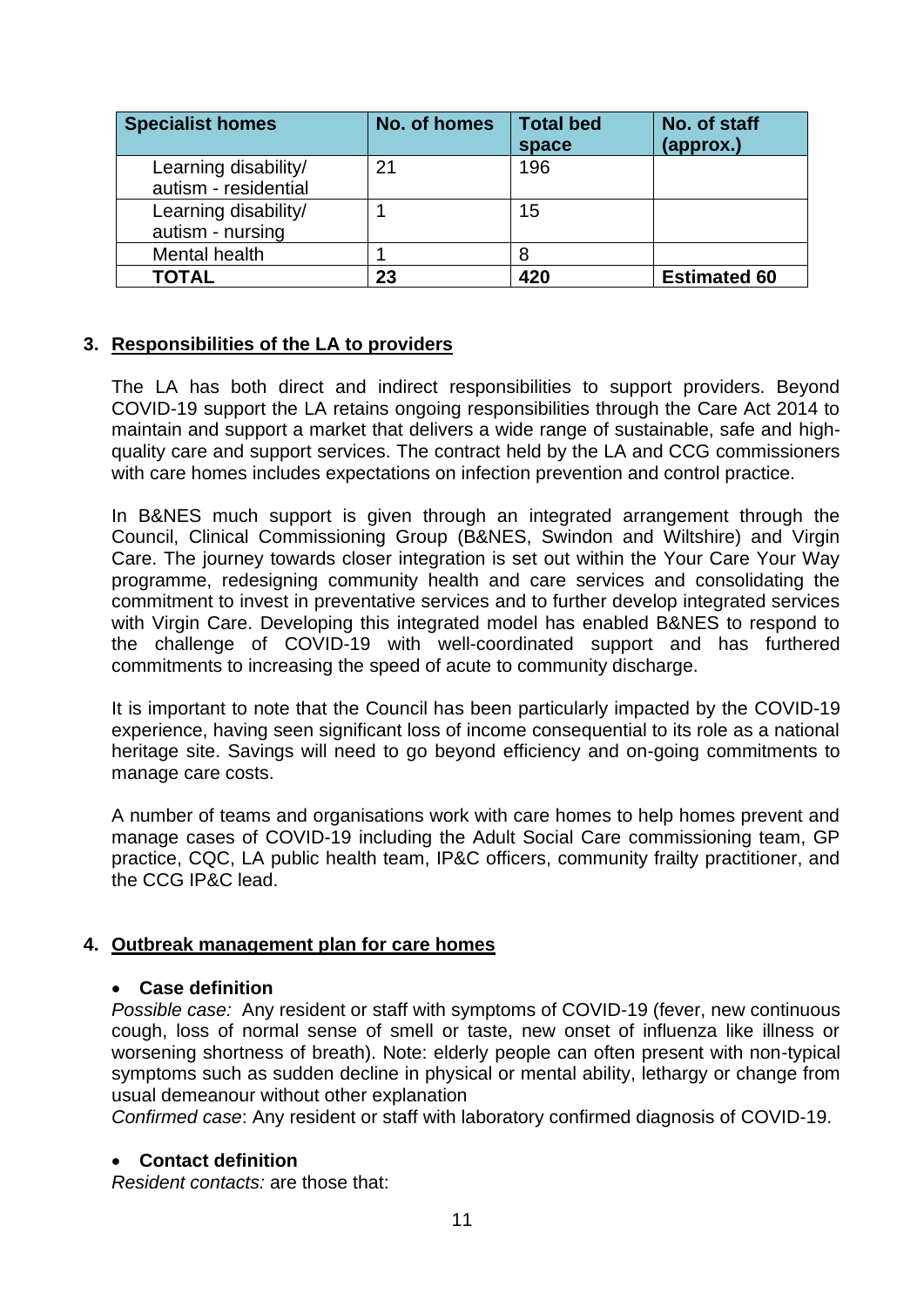| Specialist homes | No. of homes | Total bed space | No. of staff (approx.) |
|---|---|---|---|
| Learning disability/ autism - residential | 21 | 196 | |
| Learning disability/ autism - nursing | 1 | 15 | |
| Mental health | 1 | 8 | |
| **TOTAL** | **23** | **420** | **Estimated 60** |

## 3. Responsibilities of the LA to providers

The LA has both direct and indirect responsibilities to support providers. Beyond COVID-19 support the LA retains ongoing responsibilities through the Care Act 2014 to maintain and support a market that delivers a wide range of sustainable, safe and high-quality care and support services. The contract held by the LA and CCG commissioners with care homes includes expectations on infection prevention and control practice.

In B&NES much support is given through an integrated arrangement through the Council, Clinical Commissioning Group (B&NES, Swindon and Wiltshire) and Virgin Care. The journey towards closer integration is set out within the Your Care Your Way programme, redesigning community health and care services and consolidating the commitment to invest in preventative services and to further develop integrated services with Virgin Care. Developing this integrated model has enabled B&NES to respond to the challenge of COVID-19 with well-coordinated support and has furthered commitments to increasing the speed of acute to community discharge.

It is important to note that the Council has been particularly impacted by the COVID-19 experience, having seen significant loss of income consequential to its role as a national heritage site. Savings will need to go beyond efficiency and on-going commitments to manage care costs.

A number of teams and organisations work with care homes to help homes prevent and manage cases of COVID-19 including the Adult Social Care commissioning team, GP practice, CQC, LA public health team, IP&C officers, community frailty practitioner, and the CCG IP&C lead.

## 4. Outbreak management plan for care homes

- **Case definition**

*Possible case:* Any resident or staff with symptoms of COVID-19 (fever, new continuous cough, loss of normal sense of smell or taste, new onset of influenza like illness or worsening shortness of breath). Note: elderly people can often present with non-typical symptoms such as sudden decline in physical or mental ability, lethargy or change from usual demeanour without other explanation

*Confirmed case*: Any resident or staff with laboratory confirmed diagnosis of COVID-19.

- **Contact definition**

*Resident contacts:* are those that: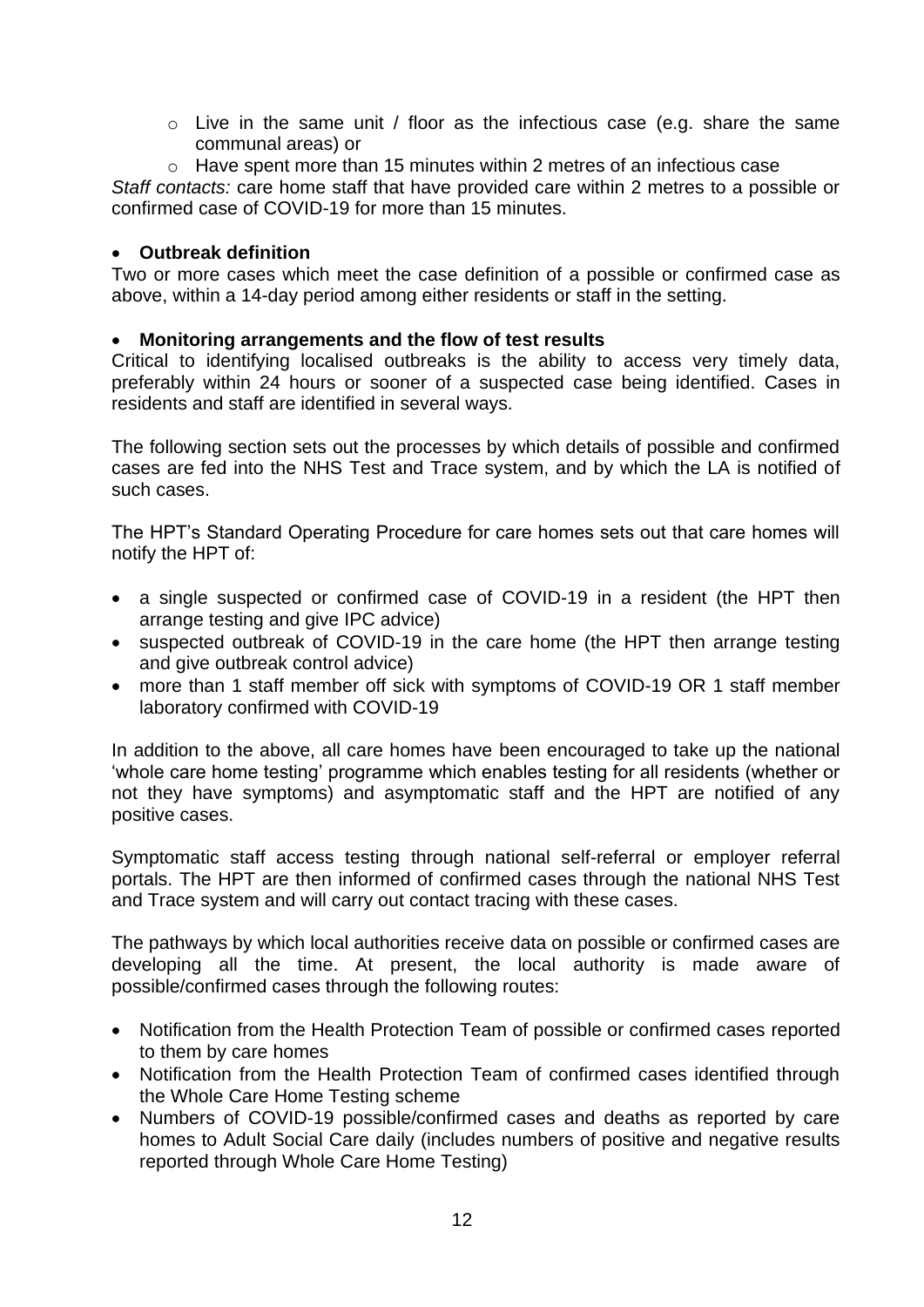- Live in the same unit / floor as the infectious case (e.g. share the same communal areas) or
  - Have spent more than 15 minutes within 2 metres of an infectious case

*Staff contacts:* care home staff that have provided care within 2 metres to a possible or confirmed case of COVID-19 for more than 15 minutes.

- **Outbreak definition**

Two or more cases which meet the case definition of a possible or confirmed case as above, within a 14-day period among either residents or staff in the setting.

- **Monitoring arrangements and the flow of test results**

Critical to identifying localised outbreaks is the ability to access very timely data, preferably within 24 hours or sooner of a suspected case being identified. Cases in residents and staff are identified in several ways.

The following section sets out the processes by which details of possible and confirmed cases are fed into the NHS Test and Trace system, and by which the LA is notified of such cases.

The HPT's Standard Operating Procedure for care homes sets out that care homes will notify the HPT of:

- a single suspected or confirmed case of COVID-19 in a resident (the HPT then arrange testing and give IPC advice)
- suspected outbreak of COVID-19 in the care home (the HPT then arrange testing and give outbreak control advice)
- more than 1 staff member off sick with symptoms of COVID-19 OR 1 staff member laboratory confirmed with COVID-19

In addition to the above, all care homes have been encouraged to take up the national 'whole care home testing' programme which enables testing for all residents (whether or not they have symptoms) and asymptomatic staff and the HPT are notified of any positive cases.

Symptomatic staff access testing through national self-referral or employer referral portals. The HPT are then informed of confirmed cases through the national NHS Test and Trace system and will carry out contact tracing with these cases.

The pathways by which local authorities receive data on possible or confirmed cases are developing all the time. At present, the local authority is made aware of possible/confirmed cases through the following routes:

- Notification from the Health Protection Team of possible or confirmed cases reported to them by care homes
- Notification from the Health Protection Team of confirmed cases identified through the Whole Care Home Testing scheme
- Numbers of COVID-19 possible/confirmed cases and deaths as reported by care homes to Adult Social Care daily (includes numbers of positive and negative results reported through Whole Care Home Testing)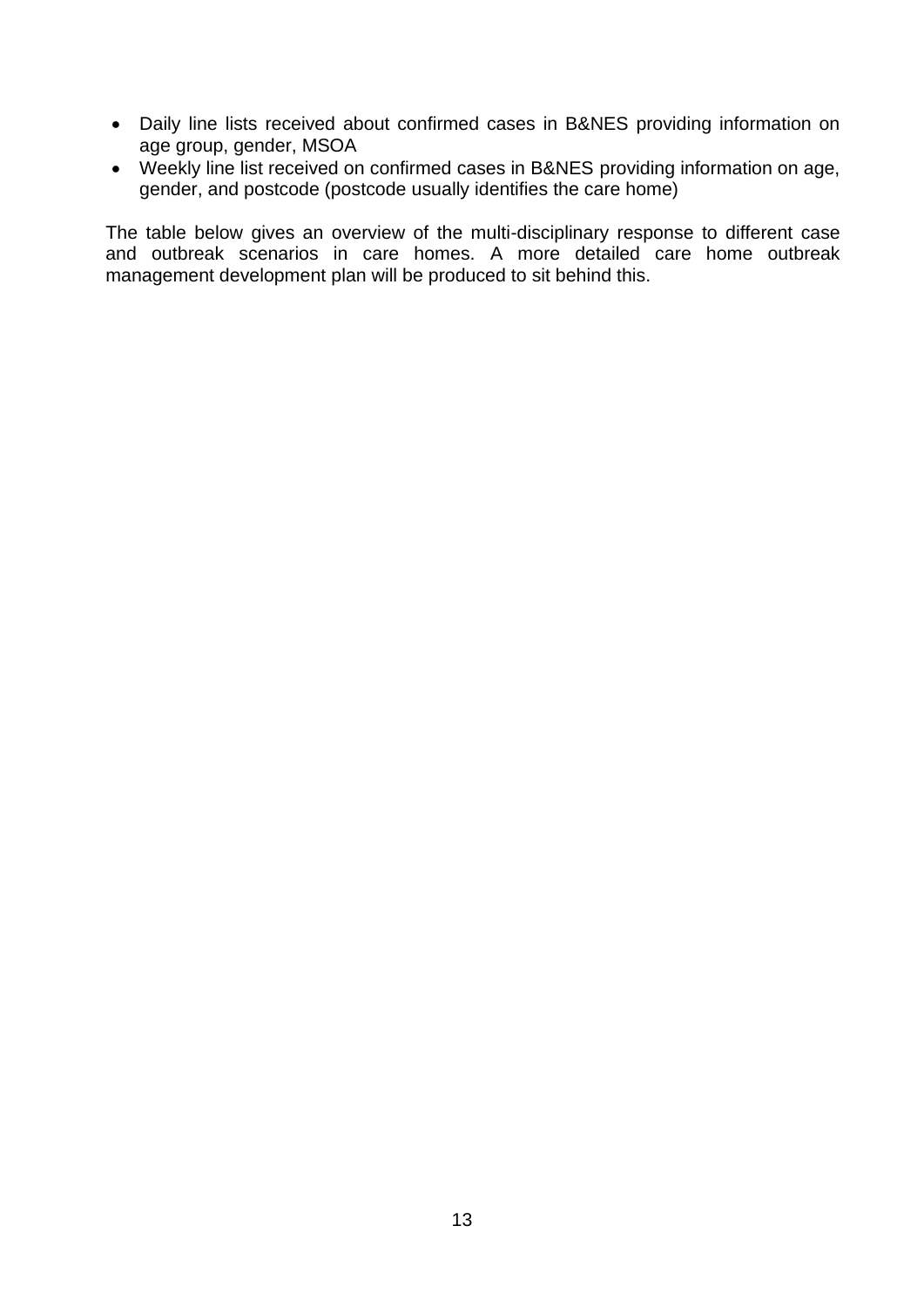- Daily line lists received about confirmed cases in B&NES providing information on age group, gender, MSOA
- Weekly line list received on confirmed cases in B&NES providing information on age, gender, and postcode (postcode usually identifies the care home)

The table below gives an overview of the multi-disciplinary response to different case and outbreak scenarios in care homes. A more detailed care home outbreak management development plan will be produced to sit behind this.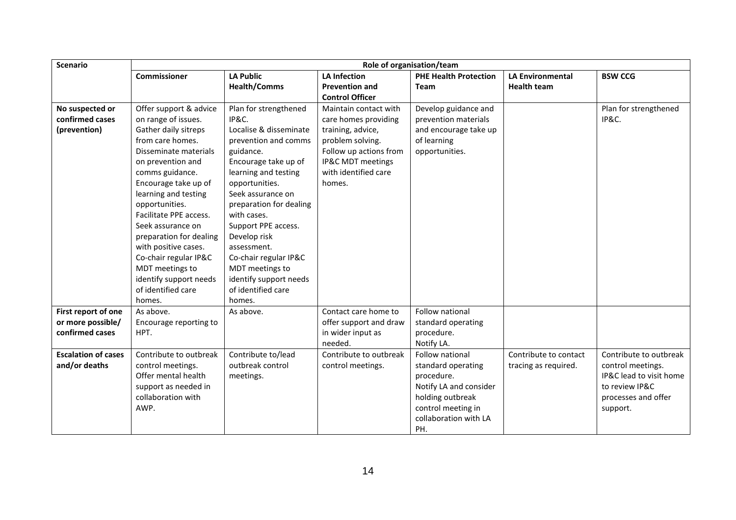| Scenario | Role of organisation/team | | | | | |
|---|---|---|---|---|---|---|
| | **Commissioner** | **LA Public Health/Comms** | **LA Infection Prevention and Control Officer** | **PHE Health Protection Team** | **LA Environmental Health team** | **BSW CCG** |
| **No suspected or confirmed cases (prevention)** | Offer support & advice on range of issues. Gather daily sitreps from care homes. Disseminate materials on prevention and comms guidance. Encourage take up of learning and testing opportunities. Facilitate PPE access. Seek assurance on preparation for dealing with positive cases. Co-chair regular IP&C MDT meetings to identify support needs of identified care homes. | Plan for strengthened IP&C. Localise & disseminate prevention and comms guidance. Encourage take up of learning and testing opportunities. Seek assurance on preparation for dealing with cases. Support PPE access. Develop risk assessment. Co-chair regular IP&C MDT meetings to identify support needs of identified care homes. | Maintain contact with care homes providing training, advice, problem solving. Follow up actions from IP&C MDT meetings with identified care homes. | Develop guidance and prevention materials and encourage take up of learning opportunities. | | Plan for strengthened IP&C. |
| **First report of one or more possible/ confirmed cases** | As above. Encourage reporting to HPT. | As above. | Contact care home to offer support and draw in wider input as needed. | Follow national standard operating procedure. Notify LA. | | |
| **Escalation of cases and/or deaths** | Contribute to outbreak control meetings. Offer mental health support as needed in collaboration with AWP. | Contribute to/lead outbreak control meetings. | Contribute to outbreak control meetings. | Follow national standard operating procedure. Notify LA and consider holding outbreak control meeting in collaboration with LA PH. | Contribute to contact tracing as required. | Contribute to outbreak control meetings. IP&C lead to visit home to review IP&C processes and offer support. |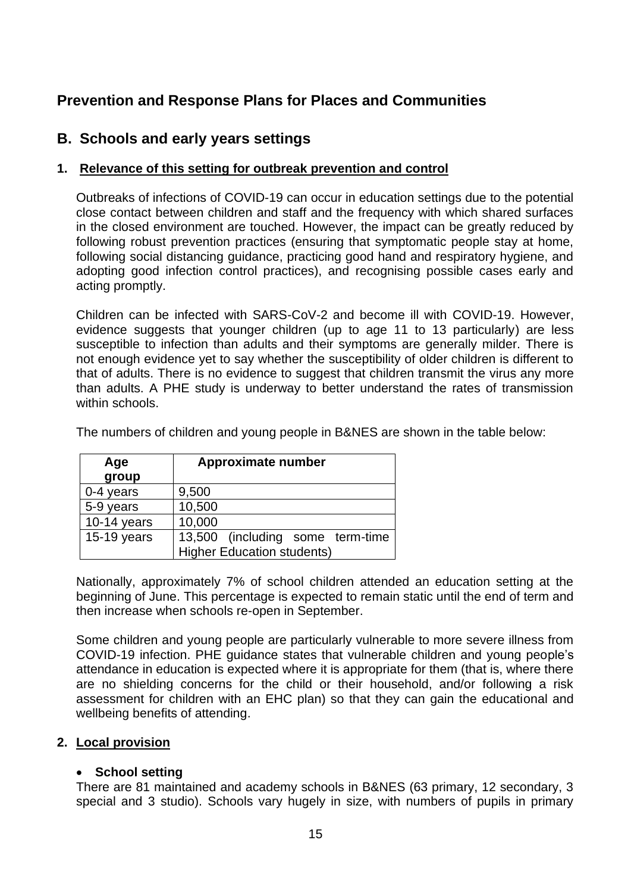## Prevention and Response Plans for Places and Communities

## B. Schools and early years settings

### 1. Relevance of this setting for outbreak prevention and control

Outbreaks of infections of COVID-19 can occur in education settings due to the potential close contact between children and staff and the frequency with which shared surfaces in the closed environment are touched. However, the impact can be greatly reduced by following robust prevention practices (ensuring that symptomatic people stay at home, following social distancing guidance, practicing good hand and respiratory hygiene, and adopting good infection control practices), and recognising possible cases early and acting promptly.

Children can be infected with SARS-CoV-2 and become ill with COVID-19. However, evidence suggests that younger children (up to age 11 to 13 particularly) are less susceptible to infection than adults and their symptoms are generally milder. There is not enough evidence yet to say whether the susceptibility of older children is different to that of adults. There is no evidence to suggest that children transmit the virus any more than adults. A PHE study is underway to better understand the rates of transmission within schools.

The numbers of children and young people in B&NES are shown in the table below:

| Age group | Approximate number |
|---|---|
| 0-4 years | 9,500 |
| 5-9 years | 10,500 |
| 10-14 years | 10,000 |
| 15-19 years | 13,500 (including some term-time Higher Education students) |

Nationally, approximately 7% of school children attended an education setting at the beginning of June. This percentage is expected to remain static until the end of term and then increase when schools re-open in September.

Some children and young people are particularly vulnerable to more severe illness from COVID-19 infection. PHE guidance states that vulnerable children and young people's attendance in education is expected where it is appropriate for them (that is, where there are no shielding concerns for the child or their household, and/or following a risk assessment for children with an EHC plan) so that they can gain the educational and wellbeing benefits of attending.

### 2. Local provision

- **School setting**

There are 81 maintained and academy schools in B&NES (63 primary, 12 secondary, 3 special and 3 studio). Schools vary hugely in size, with numbers of pupils in primary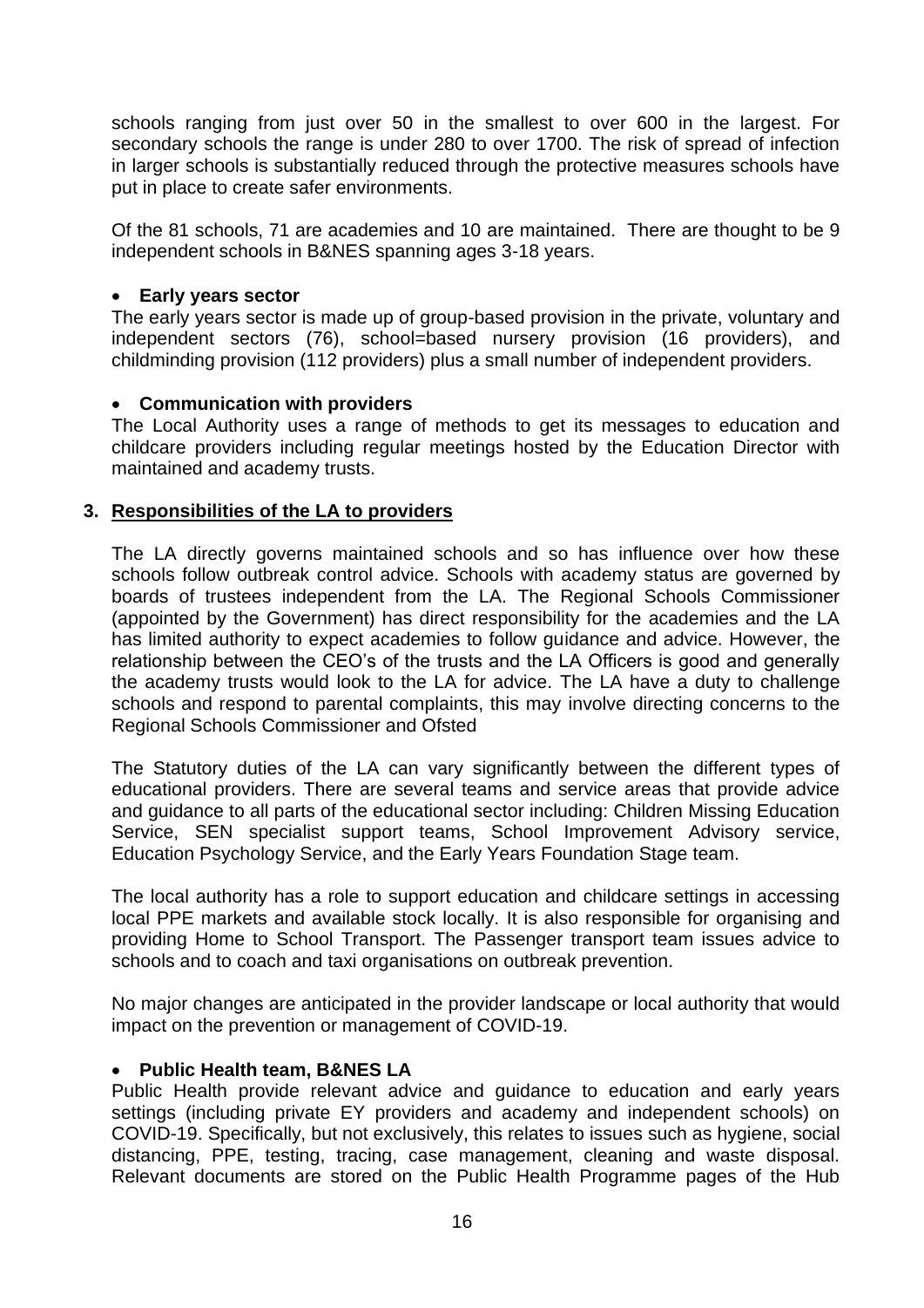schools ranging from just over 50 in the smallest to over 600 in the largest. For secondary schools the range is under 280 to over 1700. The risk of spread of infection in larger schools is substantially reduced through the protective measures schools have put in place to create safer environments.

Of the 81 schools, 71 are academies and 10 are maintained. There are thought to be 9 independent schools in B&NES spanning ages 3-18 years.

- **Early years sector**

The early years sector is made up of group-based provision in the private, voluntary and independent sectors (76), school=based nursery provision (16 providers), and childminding provision (112 providers) plus a small number of independent providers.

- **Communication with providers**

The Local Authority uses a range of methods to get its messages to education and childcare providers including regular meetings hosted by the Education Director with maintained and academy trusts.

## 3. Responsibilities of the LA to providers

The LA directly governs maintained schools and so has influence over how these schools follow outbreak control advice. Schools with academy status are governed by boards of trustees independent from the LA. The Regional Schools Commissioner (appointed by the Government) has direct responsibility for the academies and the LA has limited authority to expect academies to follow guidance and advice. However, the relationship between the CEO's of the trusts and the LA Officers is good and generally the academy trusts would look to the LA for advice. The LA have a duty to challenge schools and respond to parental complaints, this may involve directing concerns to the Regional Schools Commissioner and Ofsted

The Statutory duties of the LA can vary significantly between the different types of educational providers. There are several teams and service areas that provide advice and guidance to all parts of the educational sector including: Children Missing Education Service, SEN specialist support teams, School Improvement Advisory service, Education Psychology Service, and the Early Years Foundation Stage team.

The local authority has a role to support education and childcare settings in accessing local PPE markets and available stock locally. It is also responsible for organising and providing Home to School Transport. The Passenger transport team issues advice to schools and to coach and taxi organisations on outbreak prevention.

No major changes are anticipated in the provider landscape or local authority that would impact on the prevention or management of COVID-19.

- **Public Health team, B&NES LA**

Public Health provide relevant advice and guidance to education and early years settings (including private EY providers and academy and independent schools) on COVID-19. Specifically, but not exclusively, this relates to issues such as hygiene, social distancing, PPE, testing, tracing, case management, cleaning and waste disposal. Relevant documents are stored on the Public Health Programme pages of the Hub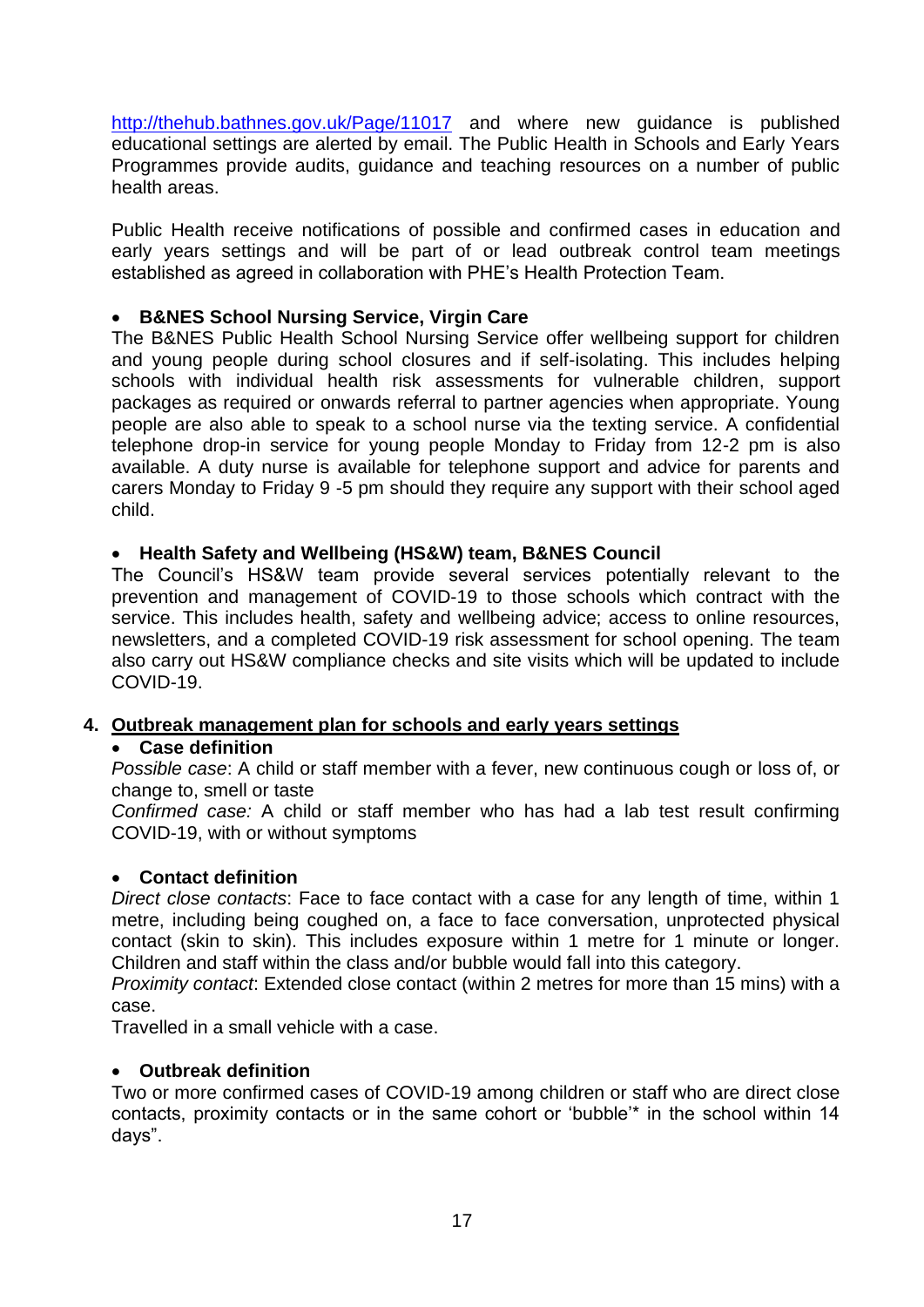http://thehub.bathnes.gov.uk/Page/11017 and where new guidance is published educational settings are alerted by email. The Public Health in Schools and Early Years Programmes provide audits, guidance and teaching resources on a number of public health areas.

Public Health receive notifications of possible and confirmed cases in education and early years settings and will be part of or lead outbreak control team meetings established as agreed in collaboration with PHE's Health Protection Team.

- **B&NES School Nursing Service, Virgin Care**

The B&NES Public Health School Nursing Service offer wellbeing support for children and young people during school closures and if self-isolating. This includes helping schools with individual health risk assessments for vulnerable children, support packages as required or onwards referral to partner agencies when appropriate. Young people are also able to speak to a school nurse via the texting service. A confidential telephone drop-in service for young people Monday to Friday from 12-2 pm is also available. A duty nurse is available for telephone support and advice for parents and carers Monday to Friday 9 -5 pm should they require any support with their school aged child.

- **Health Safety and Wellbeing (HS&W) team, B&NES Council**

The Council's HS&W team provide several services potentially relevant to the prevention and management of COVID-19 to those schools which contract with the service. This includes health, safety and wellbeing advice; access to online resources, newsletters, and a completed COVID-19 risk assessment for school opening. The team also carry out HS&W compliance checks and site visits which will be updated to include COVID-19.

## 4. Outbreak management plan for schools and early years settings

- **Case definition**

*Possible case*: A child or staff member with a fever, new continuous cough or loss of, or change to, smell or taste

*Confirmed case:* A child or staff member who has had a lab test result confirming COVID-19, with or without symptoms

- **Contact definition**

*Direct close contacts*: Face to face contact with a case for any length of time, within 1 metre, including being coughed on, a face to face conversation, unprotected physical contact (skin to skin). This includes exposure within 1 metre for 1 minute or longer. Children and staff within the class and/or bubble would fall into this category.

*Proximity contact*: Extended close contact (within 2 metres for more than 15 mins) with a case.

Travelled in a small vehicle with a case.

- **Outbreak definition**

Two or more confirmed cases of COVID-19 among children or staff who are direct close contacts, proximity contacts or in the same cohort or 'bubble'* in the school within 14 days".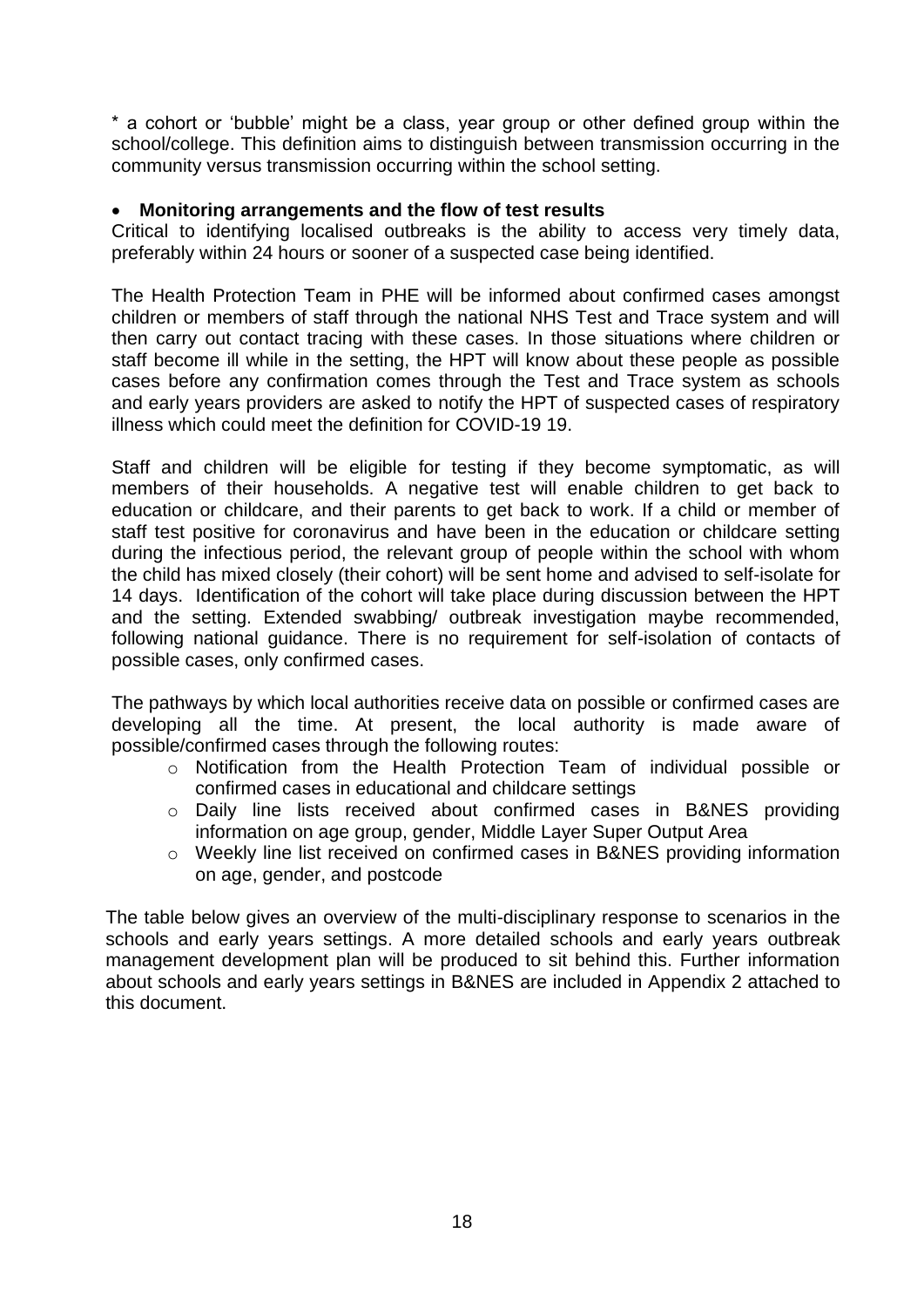* a cohort or 'bubble' might be a class, year group or other defined group within the school/college. This definition aims to distinguish between transmission occurring in the community versus transmission occurring within the school setting.

- **Monitoring arrangements and the flow of test results**

Critical to identifying localised outbreaks is the ability to access very timely data, preferably within 24 hours or sooner of a suspected case being identified.

The Health Protection Team in PHE will be informed about confirmed cases amongst children or members of staff through the national NHS Test and Trace system and will then carry out contact tracing with these cases. In those situations where children or staff become ill while in the setting, the HPT will know about these people as possible cases before any confirmation comes through the Test and Trace system as schools and early years providers are asked to notify the HPT of suspected cases of respiratory illness which could meet the definition for COVID-19 19.

Staff and children will be eligible for testing if they become symptomatic, as will members of their households. A negative test will enable children to get back to education or childcare, and their parents to get back to work. If a child or member of staff test positive for coronavirus and have been in the education or childcare setting during the infectious period, the relevant group of people within the school with whom the child has mixed closely (their cohort) will be sent home and advised to self-isolate for 14 days. Identification of the cohort will take place during discussion between the HPT and the setting. Extended swabbing/ outbreak investigation maybe recommended, following national guidance. There is no requirement for self-isolation of contacts of possible cases, only confirmed cases.

The pathways by which local authorities receive data on possible or confirmed cases are developing all the time. At present, the local authority is made aware of possible/confirmed cases through the following routes:

- Notification from the Health Protection Team of individual possible or confirmed cases in educational and childcare settings
- Daily line lists received about confirmed cases in B&NES providing information on age group, gender, Middle Layer Super Output Area
- Weekly line list received on confirmed cases in B&NES providing information on age, gender, and postcode

The table below gives an overview of the multi-disciplinary response to scenarios in the schools and early years settings. A more detailed schools and early years outbreak management development plan will be produced to sit behind this. Further information about schools and early years settings in B&NES are included in Appendix 2 attached to this document.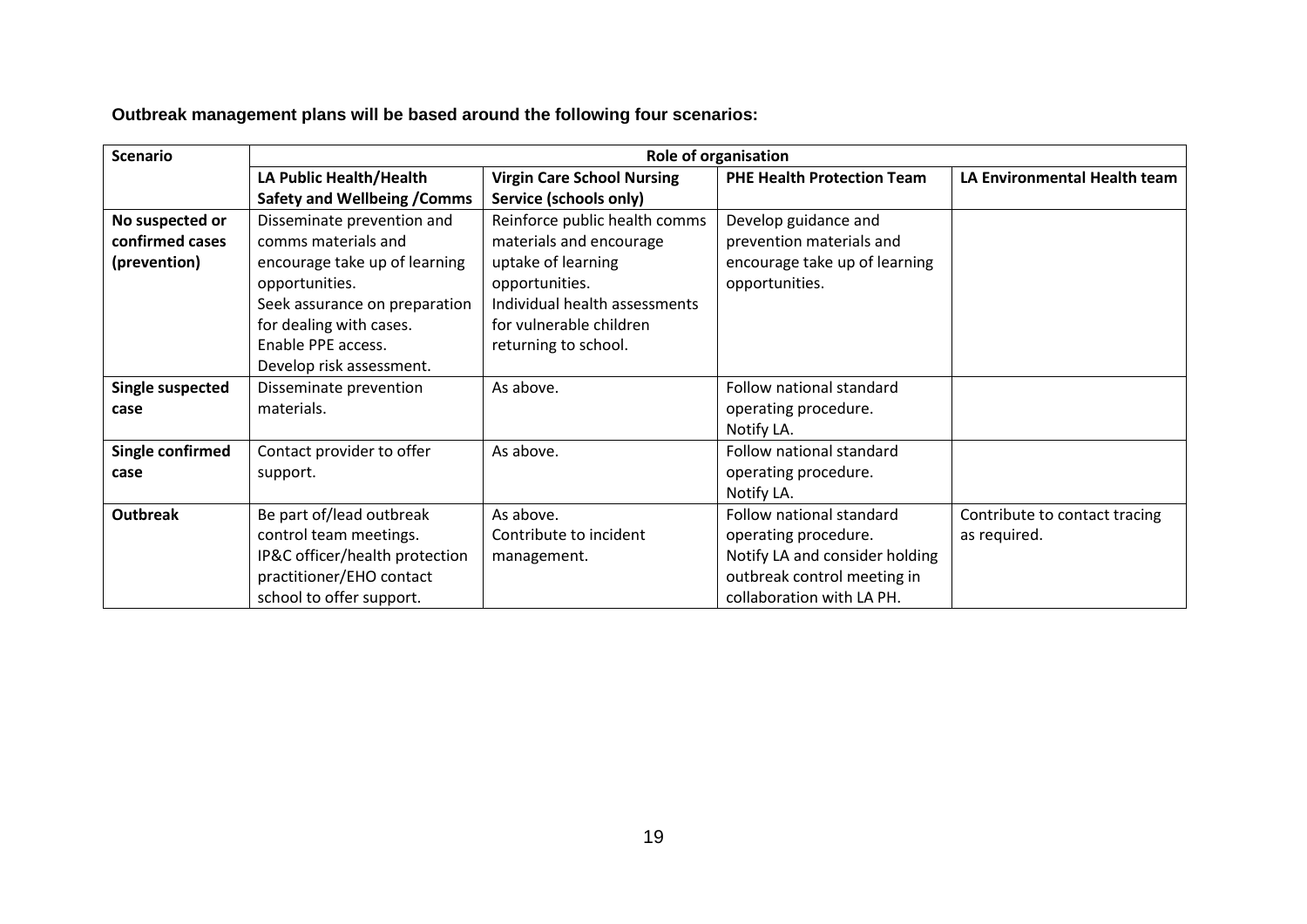**Outbreak management plans will be based around the following four scenarios:**

| Scenario | Role of organisation | | | |
|---|---|---|---|---|
| | **LA Public Health/Health Safety and Wellbeing /Comms** | **Virgin Care School Nursing Service (schools only)** | **PHE Health Protection Team** | **LA Environmental Health team** |
| **No suspected or confirmed cases (prevention)** | Disseminate prevention and comms materials and encourage take up of learning opportunities.<br>Seek assurance on preparation for dealing with cases.<br>Enable PPE access.<br>Develop risk assessment. | Reinforce public health comms materials and encourage uptake of learning opportunities.<br>Individual health assessments for vulnerable children returning to school. | Develop guidance and prevention materials and encourage take up of learning opportunities. | |
| **Single suspected case** | Disseminate prevention materials. | As above. | Follow national standard operating procedure.<br>Notify LA. | |
| **Single confirmed case** | Contact provider to offer support. | As above. | Follow national standard operating procedure.<br>Notify LA. | |
| **Outbreak** | Be part of/lead outbreak control team meetings.<br>IP&C officer/health protection practitioner/EHO contact school to offer support. | As above.<br>Contribute to incident management. | Follow national standard operating procedure.<br>Notify LA and consider holding outbreak control meeting in collaboration with LA PH. | Contribute to contact tracing as required. |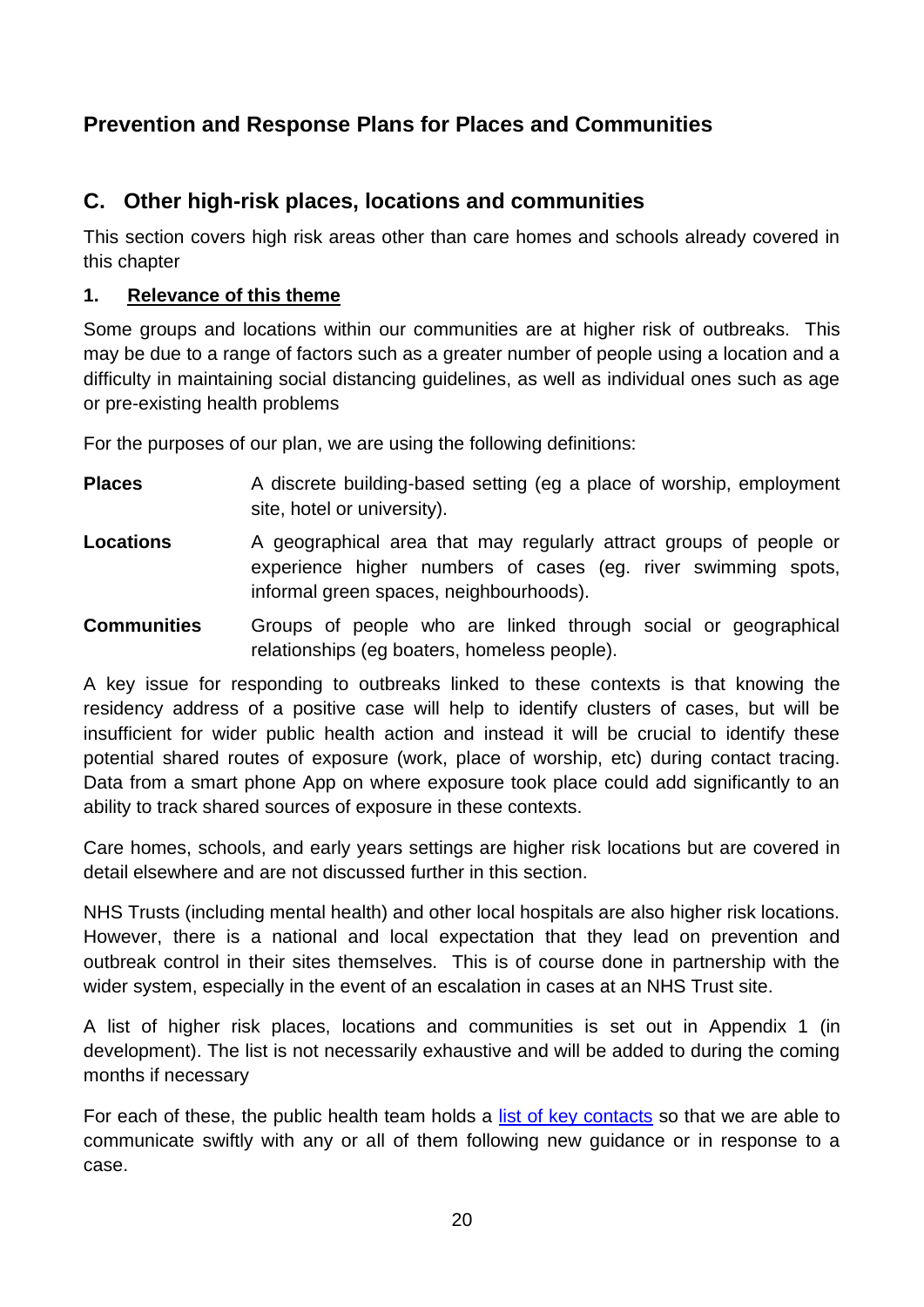# Prevention and Response Plans for Places and Communities

## C. Other high-risk places, locations and communities

This section covers high risk areas other than care homes and schools already covered in this chapter

### 1. Relevance of this theme

Some groups and locations within our communities are at higher risk of outbreaks. This may be due to a range of factors such as a greater number of people using a location and a difficulty in maintaining social distancing guidelines, as well as individual ones such as age or pre-existing health problems

For the purposes of our plan, we are using the following definitions:

**Places** A discrete building-based setting (eg a place of worship, employment site, hotel or university).

**Locations** A geographical area that may regularly attract groups of people or experience higher numbers of cases (eg. river swimming spots, informal green spaces, neighbourhoods).

**Communities** Groups of people who are linked through social or geographical relationships (eg boaters, homeless people).

A key issue for responding to outbreaks linked to these contexts is that knowing the residency address of a positive case will help to identify clusters of cases, but will be insufficient for wider public health action and instead it will be crucial to identify these potential shared routes of exposure (work, place of worship, etc) during contact tracing. Data from a smart phone App on where exposure took place could add significantly to an ability to track shared sources of exposure in these contexts.

Care homes, schools, and early years settings are higher risk locations but are covered in detail elsewhere and are not discussed further in this section.

NHS Trusts (including mental health) and other local hospitals are also higher risk locations. However, there is a national and local expectation that they lead on prevention and outbreak control in their sites themselves. This is of course done in partnership with the wider system, especially in the event of an escalation in cases at an NHS Trust site.

A list of higher risk places, locations and communities is set out in Appendix 1 (in development). The list is not necessarily exhaustive and will be added to during the coming months if necessary

For each of these, the public health team holds a list of key contacts so that we are able to communicate swiftly with any or all of them following new guidance or in response to a case.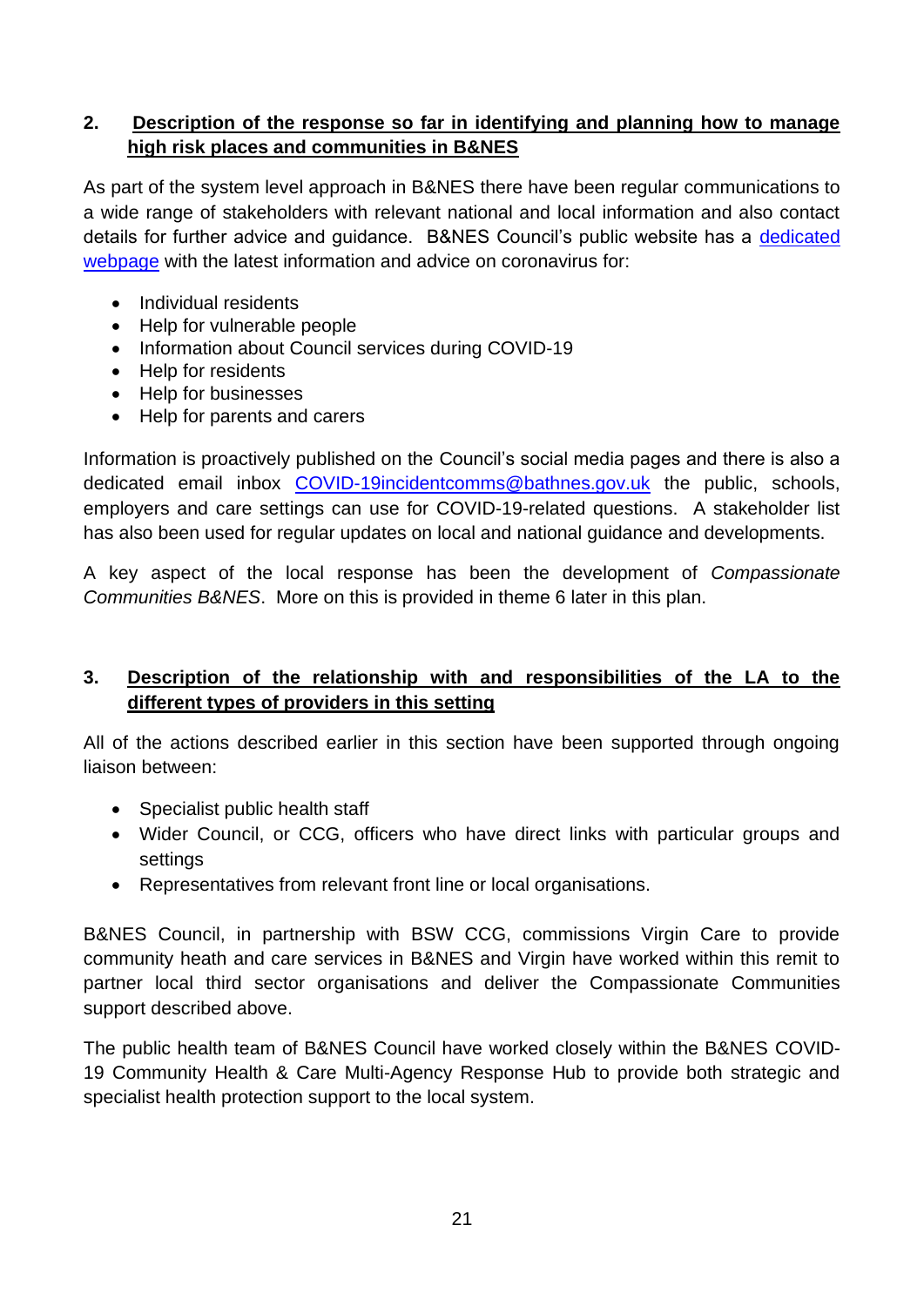## 2. Description of the response so far in identifying and planning how to manage high risk places and communities in B&NES

As part of the system level approach in B&NES there have been regular communications to a wide range of stakeholders with relevant national and local information and also contact details for further advice and guidance. B&NES Council's public website has a [dedicated webpage]() with the latest information and advice on coronavirus for:

- Individual residents
- Help for vulnerable people
- Information about Council services during COVID-19
- Help for residents
- Help for businesses
- Help for parents and carers

Information is proactively published on the Council's social media pages and there is also a dedicated email inbox [COVID-19incidentcomms@bathnes.gov.uk](mailto:COVID-19incidentcomms@bathnes.gov.uk) the public, schools, employers and care settings can use for COVID-19-related questions. A stakeholder list has also been used for regular updates on local and national guidance and developments.

A key aspect of the local response has been the development of *Compassionate Communities B&NES*. More on this is provided in theme 6 later in this plan.

## 3. Description of the relationship with and responsibilities of the LA to the different types of providers in this setting

All of the actions described earlier in this section have been supported through ongoing liaison between:

- Specialist public health staff
- Wider Council, or CCG, officers who have direct links with particular groups and settings
- Representatives from relevant front line or local organisations.

B&NES Council, in partnership with BSW CCG, commissions Virgin Care to provide community heath and care services in B&NES and Virgin have worked within this remit to partner local third sector organisations and deliver the Compassionate Communities support described above.

The public health team of B&NES Council have worked closely within the B&NES COVID-19 Community Health & Care Multi-Agency Response Hub to provide both strategic and specialist health protection support to the local system.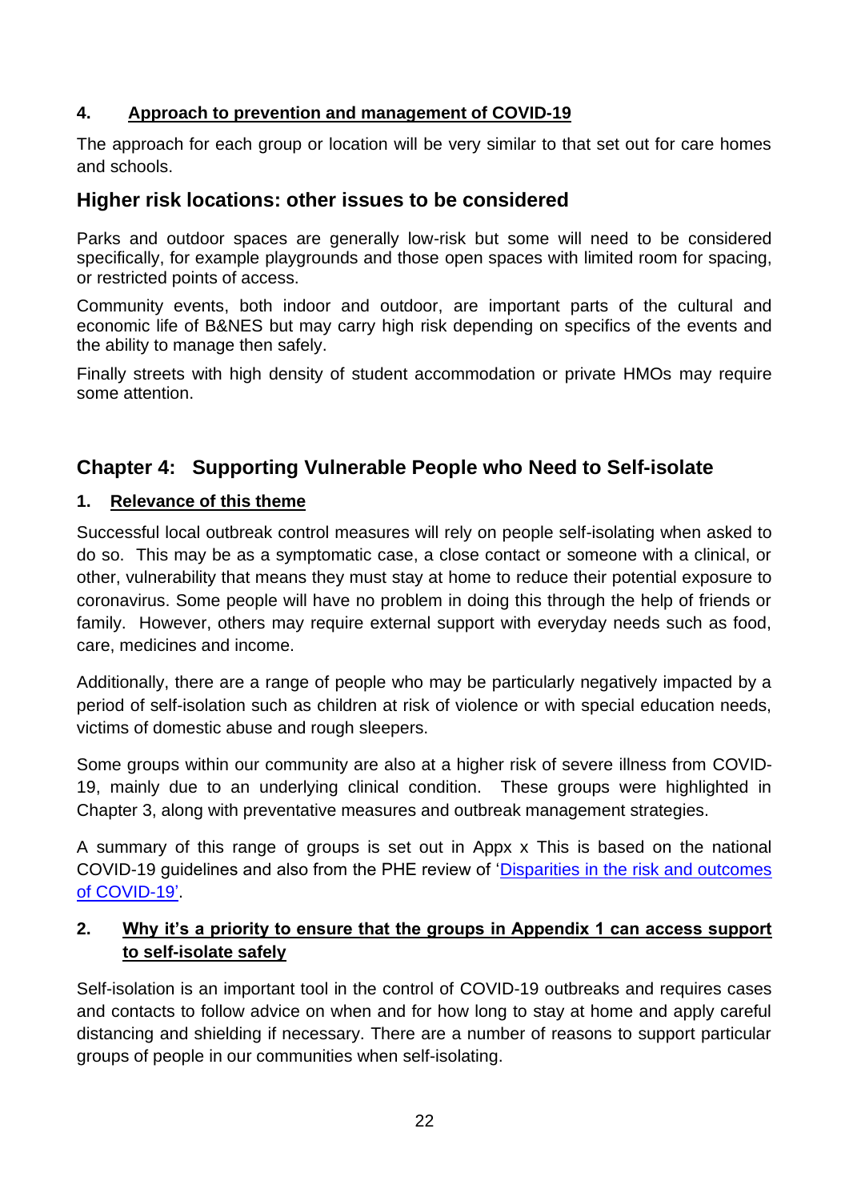#### 4. Approach to prevention and management of COVID-19

The approach for each group or location will be very similar to that set out for care homes and schools.

### Higher risk locations: other issues to be considered

Parks and outdoor spaces are generally low-risk but some will need to be considered specifically, for example playgrounds and those open spaces with limited room for spacing, or restricted points of access.

Community events, both indoor and outdoor, are important parts of the cultural and economic life of B&NES but may carry high risk depending on specifics of the events and the ability to manage then safely.

Finally streets with high density of student accommodation or private HMOs may require some attention.

## Chapter 4: Supporting Vulnerable People who Need to Self-isolate

#### 1. Relevance of this theme

Successful local outbreak control measures will rely on people self-isolating when asked to do so. This may be as a symptomatic case, a close contact or someone with a clinical, or other, vulnerability that means they must stay at home to reduce their potential exposure to coronavirus. Some people will have no problem in doing this through the help of friends or family. However, others may require external support with everyday needs such as food, care, medicines and income.

Additionally, there are a range of people who may be particularly negatively impacted by a period of self-isolation such as children at risk of violence or with special education needs, victims of domestic abuse and rough sleepers.

Some groups within our community are also at a higher risk of severe illness from COVID-19, mainly due to an underlying clinical condition. These groups were highlighted in Chapter 3, along with preventative measures and outbreak management strategies.

A summary of this range of groups is set out in Appx x This is based on the national COVID-19 guidelines and also from the PHE review of 'Disparities in the risk and outcomes of COVID-19'.

#### 2. Why it's a priority to ensure that the groups in Appendix 1 can access support to self-isolate safely

Self-isolation is an important tool in the control of COVID-19 outbreaks and requires cases and contacts to follow advice on when and for how long to stay at home and apply careful distancing and shielding if necessary. There are a number of reasons to support particular groups of people in our communities when self-isolating.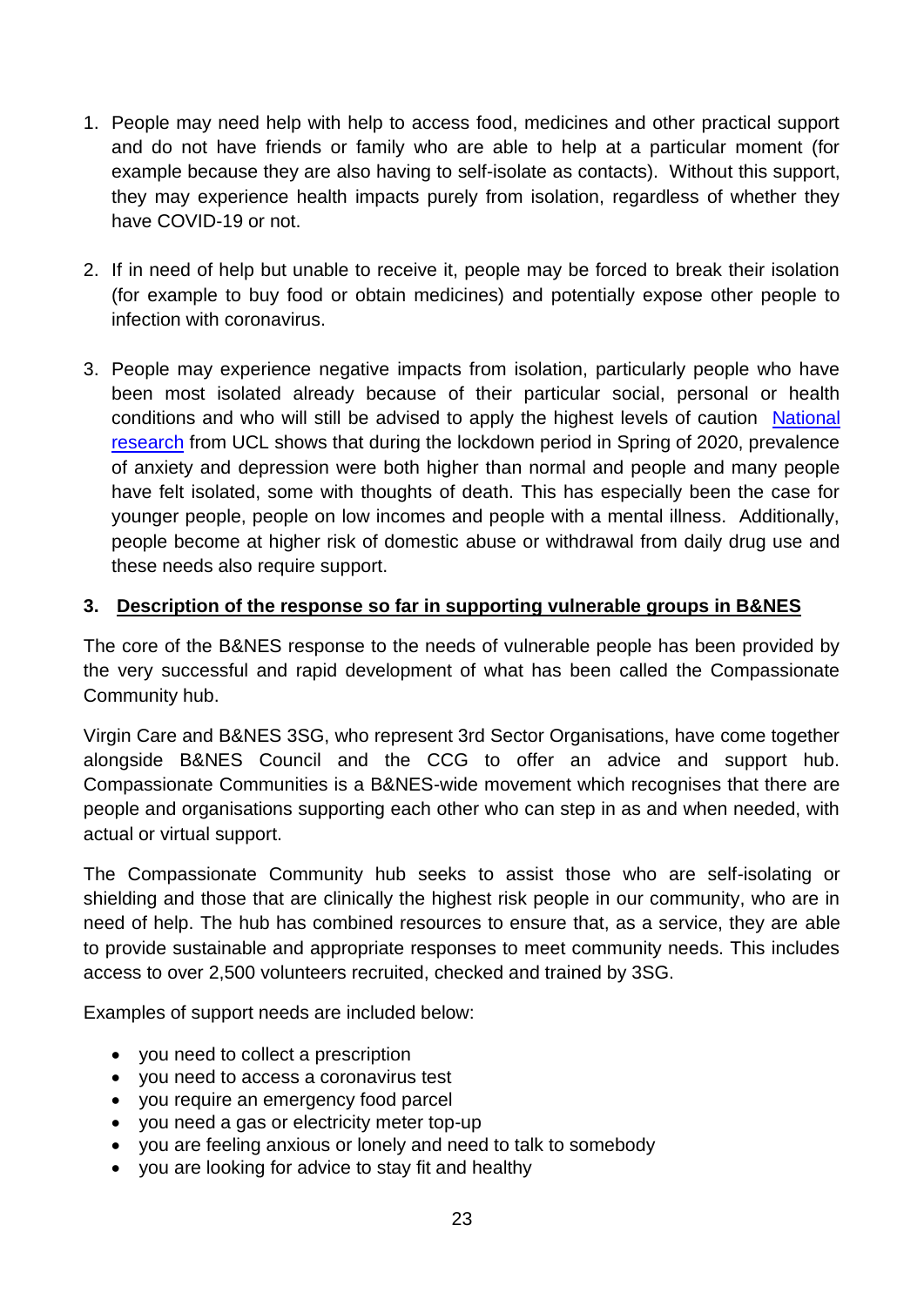1. People may need help with help to access food, medicines and other practical support and do not have friends or family who are able to help at a particular moment (for example because they are also having to self-isolate as contacts). Without this support, they may experience health impacts purely from isolation, regardless of whether they have COVID-19 or not.

2. If in need of help but unable to receive it, people may be forced to break their isolation (for example to buy food or obtain medicines) and potentially expose other people to infection with coronavirus.

3. People may experience negative impacts from isolation, particularly people who have been most isolated already because of their particular social, personal or health conditions and who will still be advised to apply the highest levels of caution [National research](#) from UCL shows that during the lockdown period in Spring of 2020, prevalence of anxiety and depression were both higher than normal and people and many people have felt isolated, some with thoughts of death. This has especially been the case for younger people, people on low incomes and people with a mental illness. Additionally, people become at higher risk of domestic abuse or withdrawal from daily drug use and these needs also require support.

## 3. Description of the response so far in supporting vulnerable groups in B&NES

The core of the B&NES response to the needs of vulnerable people has been provided by the very successful and rapid development of what has been called the Compassionate Community hub.

Virgin Care and B&NES 3SG, who represent 3rd Sector Organisations, have come together alongside B&NES Council and the CCG to offer an advice and support hub. Compassionate Communities is a B&NES-wide movement which recognises that there are people and organisations supporting each other who can step in as and when needed, with actual or virtual support.

The Compassionate Community hub seeks to assist those who are self-isolating or shielding and those that are clinically the highest risk people in our community, who are in need of help. The hub has combined resources to ensure that, as a service, they are able to provide sustainable and appropriate responses to meet community needs. This includes access to over 2,500 volunteers recruited, checked and trained by 3SG.

Examples of support needs are included below:

- you need to collect a prescription
- you need to access a coronavirus test
- you require an emergency food parcel
- you need a gas or electricity meter top-up
- you are feeling anxious or lonely and need to talk to somebody
- you are looking for advice to stay fit and healthy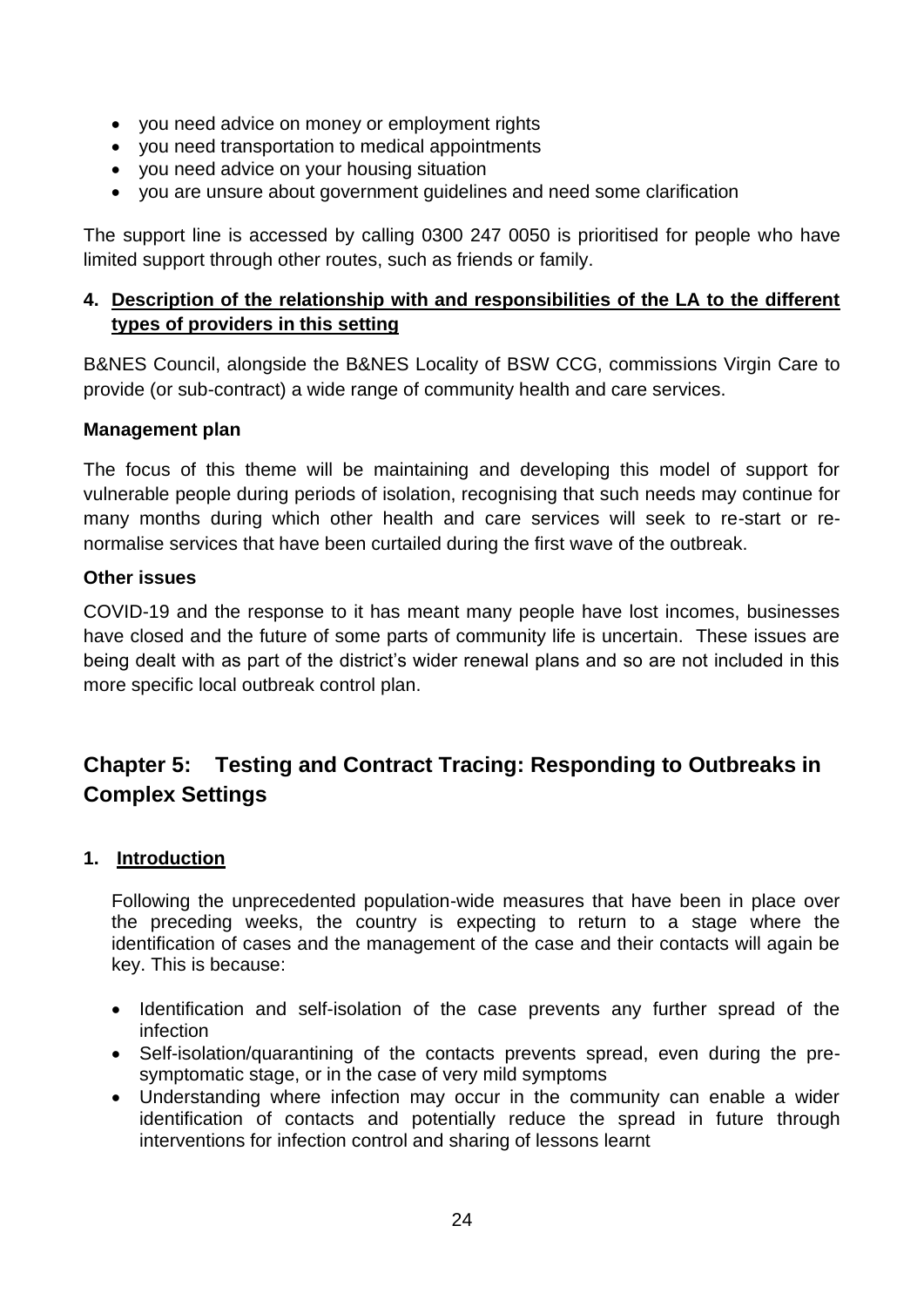- you need advice on money or employment rights
- you need transportation to medical appointments
- you need advice on your housing situation
- you are unsure about government guidelines and need some clarification

The support line is accessed by calling 0300 247 0050 is prioritised for people who have limited support through other routes, such as friends or family.

### 4. Description of the relationship with and responsibilities of the LA to the different types of providers in this setting

B&NES Council, alongside the B&NES Locality of BSW CCG, commissions Virgin Care to provide (or sub-contract) a wide range of community health and care services.

**Management plan**

The focus of this theme will be maintaining and developing this model of support for vulnerable people during periods of isolation, recognising that such needs may continue for many months during which other health and care services will seek to re-start or re-normalise services that have been curtailed during the first wave of the outbreak.

**Other issues**

COVID-19 and the response to it has meant many people have lost incomes, businesses have closed and the future of some parts of community life is uncertain. These issues are being dealt with as part of the district's wider renewal plans and so are not included in this more specific local outbreak control plan.

## Chapter 5: Testing and Contract Tracing: Responding to Outbreaks in Complex Settings

### 1. Introduction

Following the unprecedented population-wide measures that have been in place over the preceding weeks, the country is expecting to return to a stage where the identification of cases and the management of the case and their contacts will again be key. This is because:

- Identification and self-isolation of the case prevents any further spread of the infection
- Self-isolation/quarantining of the contacts prevents spread, even during the pre-symptomatic stage, or in the case of very mild symptoms
- Understanding where infection may occur in the community can enable a wider identification of contacts and potentially reduce the spread in future through interventions for infection control and sharing of lessons learnt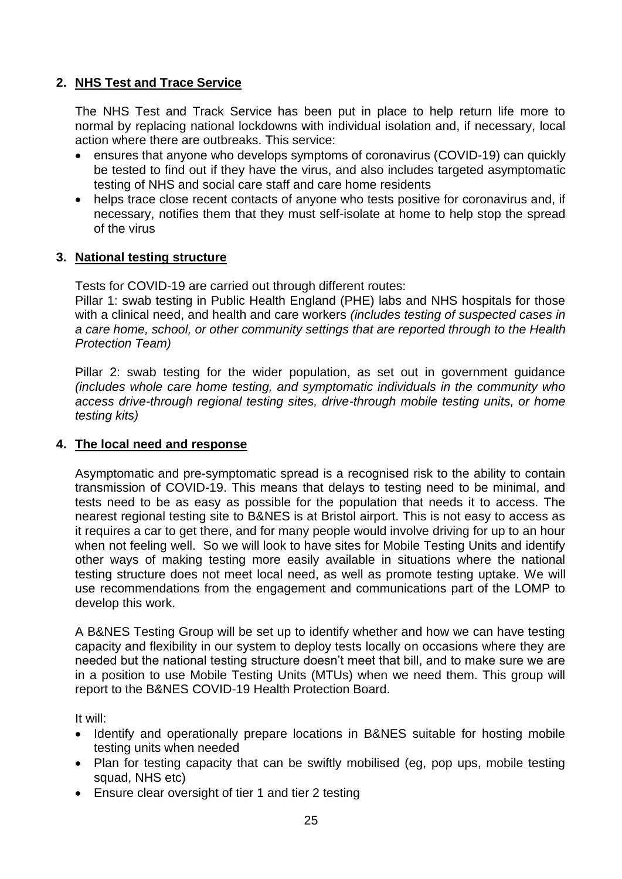## 2. NHS Test and Trace Service

The NHS Test and Track Service has been put in place to help return life more to normal by replacing national lockdowns with individual isolation and, if necessary, local action where there are outbreaks. This service:

- ensures that anyone who develops symptoms of coronavirus (COVID-19) can quickly be tested to find out if they have the virus, and also includes targeted asymptomatic testing of NHS and social care staff and care home residents
- helps trace close recent contacts of anyone who tests positive for coronavirus and, if necessary, notifies them that they must self-isolate at home to help stop the spread of the virus

## 3. National testing structure

Tests for COVID-19 are carried out through different routes:

Pillar 1: swab testing in Public Health England (PHE) labs and NHS hospitals for those with a clinical need, and health and care workers *(includes testing of suspected cases in a care home, school, or other community settings that are reported through to the Health Protection Team)*

Pillar 2: swab testing for the wider population, as set out in government guidance *(includes whole care home testing, and symptomatic individuals in the community who access drive-through regional testing sites, drive-through mobile testing units, or home testing kits)*

## 4. The local need and response

Asymptomatic and pre-symptomatic spread is a recognised risk to the ability to contain transmission of COVID-19. This means that delays to testing need to be minimal, and tests need to be as easy as possible for the population that needs it to access. The nearest regional testing site to B&NES is at Bristol airport. This is not easy to access as it requires a car to get there, and for many people would involve driving for up to an hour when not feeling well. So we will look to have sites for Mobile Testing Units and identify other ways of making testing more easily available in situations where the national testing structure does not meet local need, as well as promote testing uptake. We will use recommendations from the engagement and communications part of the LOMP to develop this work.

A B&NES Testing Group will be set up to identify whether and how we can have testing capacity and flexibility in our system to deploy tests locally on occasions where they are needed but the national testing structure doesn't meet that bill, and to make sure we are in a position to use Mobile Testing Units (MTUs) when we need them. This group will report to the B&NES COVID-19 Health Protection Board.

It will:

- Identify and operationally prepare locations in B&NES suitable for hosting mobile testing units when needed
- Plan for testing capacity that can be swiftly mobilised (eg, pop ups, mobile testing squad, NHS etc)
- Ensure clear oversight of tier 1 and tier 2 testing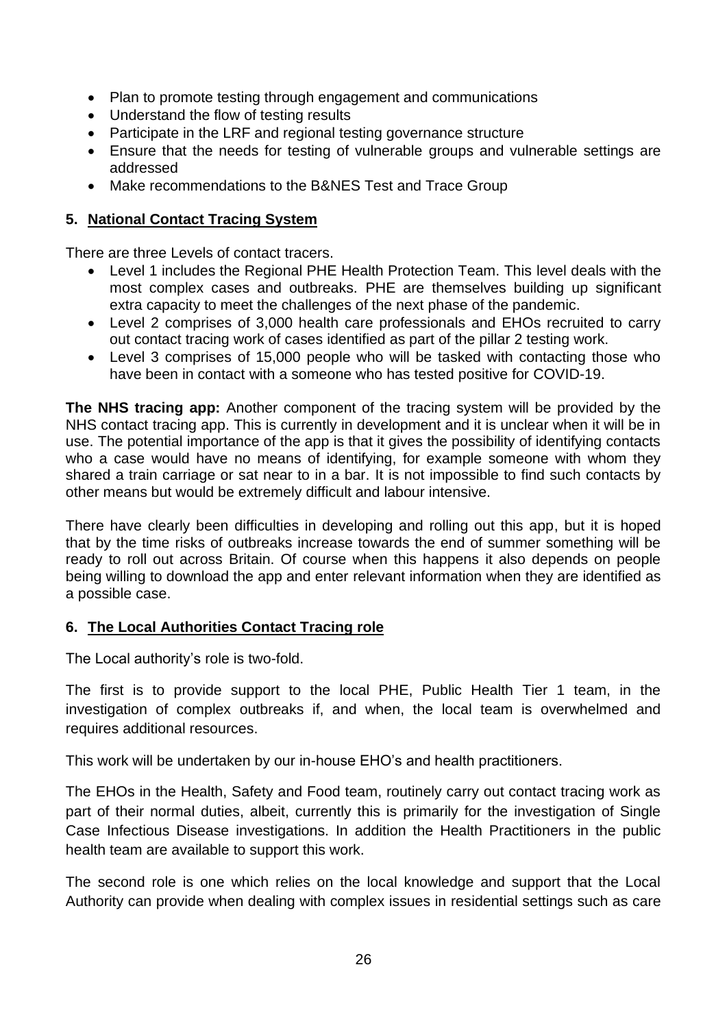- Plan to promote testing through engagement and communications
- Understand the flow of testing results
- Participate in the LRF and regional testing governance structure
- Ensure that the needs for testing of vulnerable groups and vulnerable settings are addressed
- Make recommendations to the B&NES Test and Trace Group

## 5. National Contact Tracing System

There are three Levels of contact tracers.

- Level 1 includes the Regional PHE Health Protection Team. This level deals with the most complex cases and outbreaks. PHE are themselves building up significant extra capacity to meet the challenges of the next phase of the pandemic.
- Level 2 comprises of 3,000 health care professionals and EHOs recruited to carry out contact tracing work of cases identified as part of the pillar 2 testing work.
- Level 3 comprises of 15,000 people who will be tasked with contacting those who have been in contact with a someone who has tested positive for COVID-19.

**The NHS tracing app:** Another component of the tracing system will be provided by the NHS contact tracing app. This is currently in development and it is unclear when it will be in use. The potential importance of the app is that it gives the possibility of identifying contacts who a case would have no means of identifying, for example someone with whom they shared a train carriage or sat near to in a bar. It is not impossible to find such contacts by other means but would be extremely difficult and labour intensive.

There have clearly been difficulties in developing and rolling out this app, but it is hoped that by the time risks of outbreaks increase towards the end of summer something will be ready to roll out across Britain. Of course when this happens it also depends on people being willing to download the app and enter relevant information when they are identified as a possible case.

## 6. The Local Authorities Contact Tracing role

The Local authority's role is two-fold.

The first is to provide support to the local PHE, Public Health Tier 1 team, in the investigation of complex outbreaks if, and when, the local team is overwhelmed and requires additional resources.

This work will be undertaken by our in-house EHO's and health practitioners.

The EHOs in the Health, Safety and Food team, routinely carry out contact tracing work as part of their normal duties, albeit, currently this is primarily for the investigation of Single Case Infectious Disease investigations. In addition the Health Practitioners in the public health team are available to support this work.

The second role is one which relies on the local knowledge and support that the Local Authority can provide when dealing with complex issues in residential settings such as care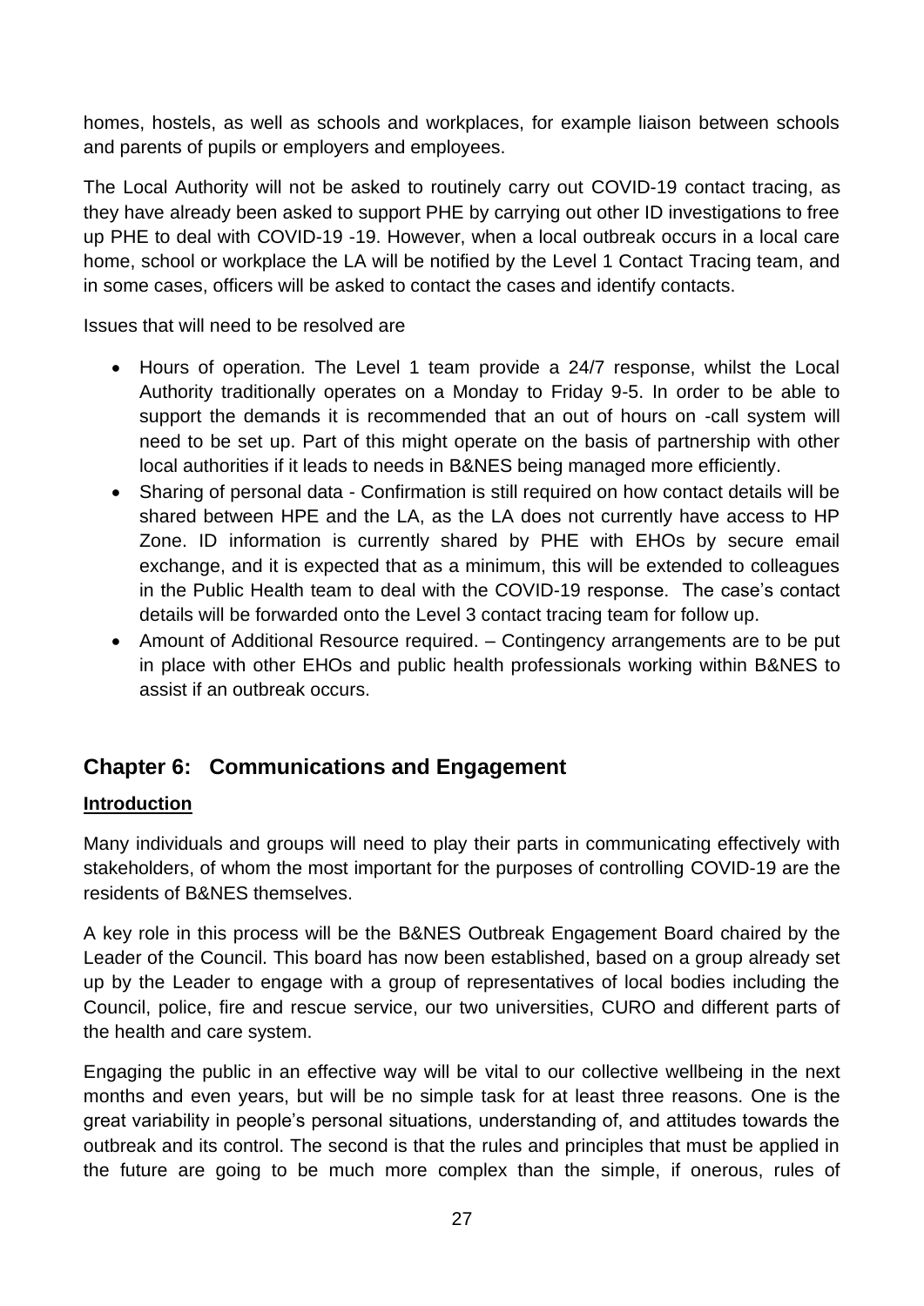homes, hostels, as well as schools and workplaces, for example liaison between schools and parents of pupils or employers and employees.

The Local Authority will not be asked to routinely carry out COVID-19 contact tracing, as they have already been asked to support PHE by carrying out other ID investigations to free up PHE to deal with COVID-19 -19. However, when a local outbreak occurs in a local care home, school or workplace the LA will be notified by the Level 1 Contact Tracing team, and in some cases, officers will be asked to contact the cases and identify contacts.

Issues that will need to be resolved are

- Hours of operation. The Level 1 team provide a 24/7 response, whilst the Local Authority traditionally operates on a Monday to Friday 9-5. In order to be able to support the demands it is recommended that an out of hours on -call system will need to be set up. Part of this might operate on the basis of partnership with other local authorities if it leads to needs in B&NES being managed more efficiently.
- Sharing of personal data - Confirmation is still required on how contact details will be shared between HPE and the LA, as the LA does not currently have access to HP Zone. ID information is currently shared by PHE with EHOs by secure email exchange, and it is expected that as a minimum, this will be extended to colleagues in the Public Health team to deal with the COVID-19 response. The case's contact details will be forwarded onto the Level 3 contact tracing team for follow up.
- Amount of Additional Resource required. – Contingency arrangements are to be put in place with other EHOs and public health professionals working within B&NES to assist if an outbreak occurs.

## Chapter 6: Communications and Engagement

**Introduction**

Many individuals and groups will need to play their parts in communicating effectively with stakeholders, of whom the most important for the purposes of controlling COVID-19 are the residents of B&NES themselves.

A key role in this process will be the B&NES Outbreak Engagement Board chaired by the Leader of the Council. This board has now been established, based on a group already set up by the Leader to engage with a group of representatives of local bodies including the Council, police, fire and rescue service, our two universities, CURO and different parts of the health and care system.

Engaging the public in an effective way will be vital to our collective wellbeing in the next months and even years, but will be no simple task for at least three reasons. One is the great variability in people's personal situations, understanding of, and attitudes towards the outbreak and its control. The second is that the rules and principles that must be applied in the future are going to be much more complex than the simple, if onerous, rules of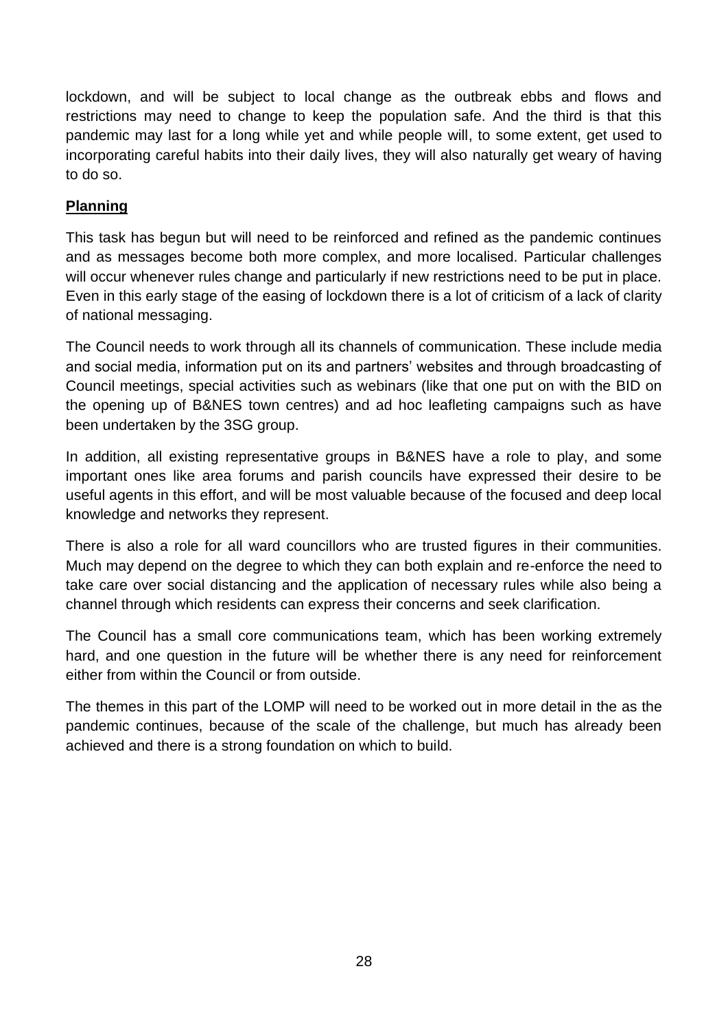lockdown, and will be subject to local change as the outbreak ebbs and flows and restrictions may need to change to keep the population safe. And the third is that this pandemic may last for a long while yet and while people will, to some extent, get used to incorporating careful habits into their daily lives, they will also naturally get weary of having to do so.

**Planning**

This task has begun but will need to be reinforced and refined as the pandemic continues and as messages become both more complex, and more localised. Particular challenges will occur whenever rules change and particularly if new restrictions need to be put in place. Even in this early stage of the easing of lockdown there is a lot of criticism of a lack of clarity of national messaging.

The Council needs to work through all its channels of communication. These include media and social media, information put on its and partners' websites and through broadcasting of Council meetings, special activities such as webinars (like that one put on with the BID on the opening up of B&NES town centres) and ad hoc leafleting campaigns such as have been undertaken by the 3SG group.

In addition, all existing representative groups in B&NES have a role to play, and some important ones like area forums and parish councils have expressed their desire to be useful agents in this effort, and will be most valuable because of the focused and deep local knowledge and networks they represent.

There is also a role for all ward councillors who are trusted figures in their communities. Much may depend on the degree to which they can both explain and re-enforce the need to take care over social distancing and the application of necessary rules while also being a channel through which residents can express their concerns and seek clarification.

The Council has a small core communications team, which has been working extremely hard, and one question in the future will be whether there is any need for reinforcement either from within the Council or from outside.

The themes in this part of the LOMP will need to be worked out in more detail in the as the pandemic continues, because of the scale of the challenge, but much has already been achieved and there is a strong foundation on which to build.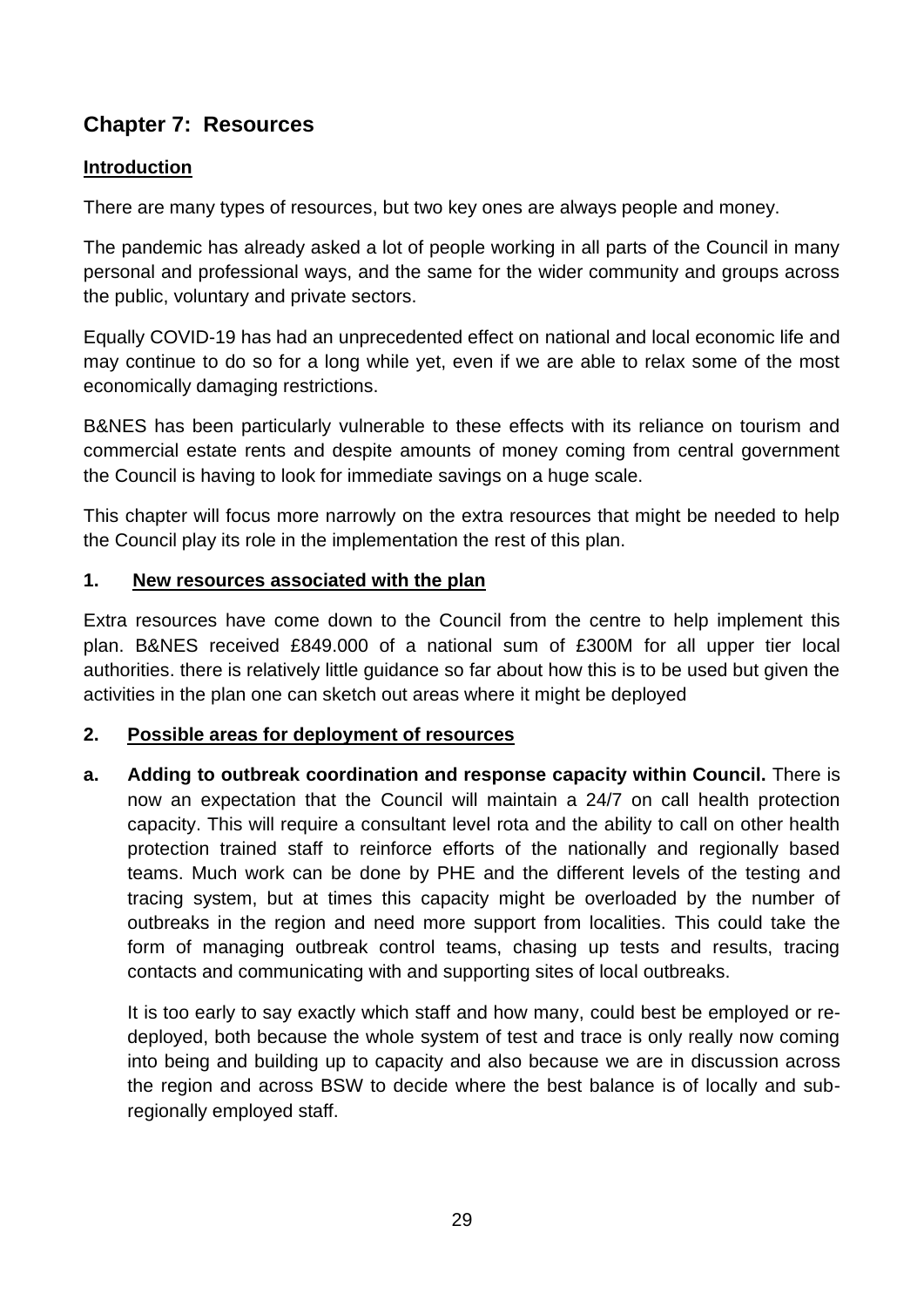## Chapter 7: Resources

### Introduction

There are many types of resources, but two key ones are always people and money.

The pandemic has already asked a lot of people working in all parts of the Council in many personal and professional ways, and the same for the wider community and groups across the public, voluntary and private sectors.

Equally COVID-19 has had an unprecedented effect on national and local economic life and may continue to do so for a long while yet, even if we are able to relax some of the most economically damaging restrictions.

B&NES has been particularly vulnerable to these effects with its reliance on tourism and commercial estate rents and despite amounts of money coming from central government the Council is having to look for immediate savings on a huge scale.

This chapter will focus more narrowly on the extra resources that might be needed to help the Council play its role in the implementation the rest of this plan.

### 1. New resources associated with the plan

Extra resources have come down to the Council from the centre to help implement this plan. B&NES received £849.000 of a national sum of £300M for all upper tier local authorities. there is relatively little guidance so far about how this is to be used but given the activities in the plan one can sketch out areas where it might be deployed

### 2. Possible areas for deployment of resources

**a. Adding to outbreak coordination and response capacity within Council.** There is now an expectation that the Council will maintain a 24/7 on call health protection capacity. This will require a consultant level rota and the ability to call on other health protection trained staff to reinforce efforts of the nationally and regionally based teams. Much work can be done by PHE and the different levels of the testing and tracing system, but at times this capacity might be overloaded by the number of outbreaks in the region and need more support from localities. This could take the form of managing outbreak control teams, chasing up tests and results, tracing contacts and communicating with and supporting sites of local outbreaks.

It is too early to say exactly which staff and how many, could best be employed or re-deployed, both because the whole system of test and trace is only really now coming into being and building up to capacity and also because we are in discussion across the region and across BSW to decide where the best balance is of locally and sub-regionally employed staff.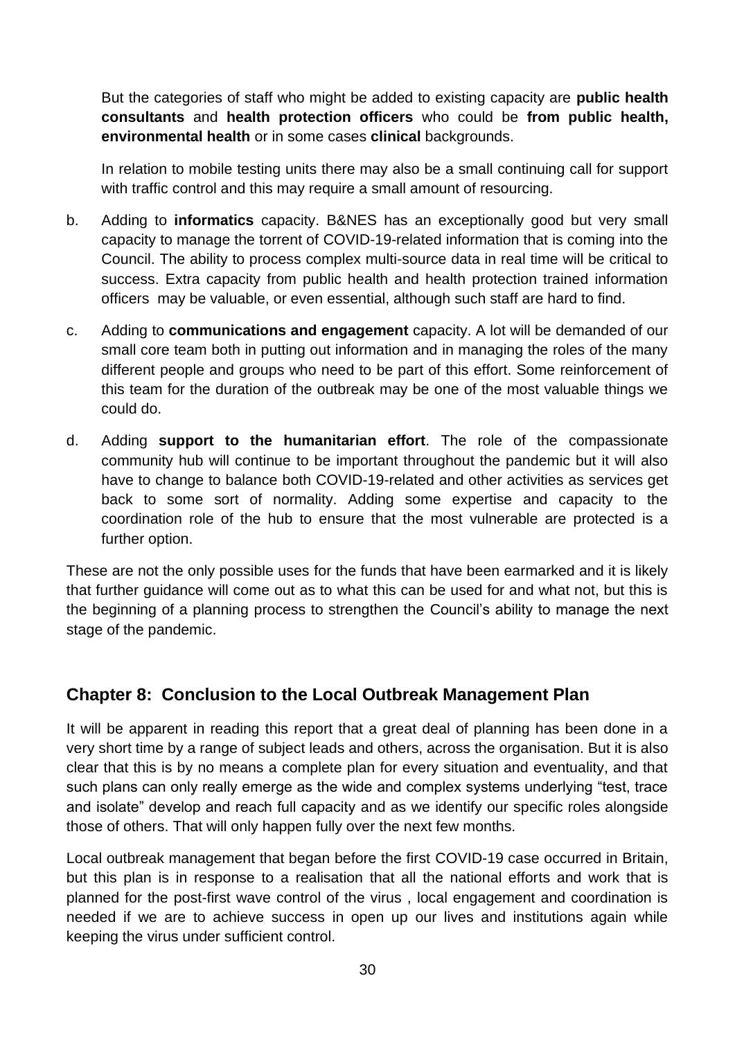But the categories of staff who might be added to existing capacity are **public health consultants** and **health protection officers** who could be **from public health, environmental health** or in some cases **clinical** backgrounds.

In relation to mobile testing units there may also be a small continuing call for support with traffic control and this may require a small amount of resourcing.

b. Adding to **informatics** capacity. B&NES has an exceptionally good but very small capacity to manage the torrent of COVID-19-related information that is coming into the Council. The ability to process complex multi-source data in real time will be critical to success. Extra capacity from public health and health protection trained information officers may be valuable, or even essential, although such staff are hard to find.

c. Adding to **communications and engagement** capacity. A lot will be demanded of our small core team both in putting out information and in managing the roles of the many different people and groups who need to be part of this effort. Some reinforcement of this team for the duration of the outbreak may be one of the most valuable things we could do.

d. Adding **support to the humanitarian effort**. The role of the compassionate community hub will continue to be important throughout the pandemic but it will also have to change to balance both COVID-19-related and other activities as services get back to some sort of normality. Adding some expertise and capacity to the coordination role of the hub to ensure that the most vulnerable are protected is a further option.

These are not the only possible uses for the funds that have been earmarked and it is likely that further guidance will come out as to what this can be used for and what not, but this is the beginning of a planning process to strengthen the Council's ability to manage the next stage of the pandemic.

## Chapter 8: Conclusion to the Local Outbreak Management Plan

It will be apparent in reading this report that a great deal of planning has been done in a very short time by a range of subject leads and others, across the organisation. But it is also clear that this is by no means a complete plan for every situation and eventuality, and that such plans can only really emerge as the wide and complex systems underlying "test, trace and isolate" develop and reach full capacity and as we identify our specific roles alongside those of others. That will only happen fully over the next few months.

Local outbreak management that began before the first COVID-19 case occurred in Britain, but this plan is in response to a realisation that all the national efforts and work that is planned for the post-first wave control of the virus , local engagement and coordination is needed if we are to achieve success in open up our lives and institutions again while keeping the virus under sufficient control.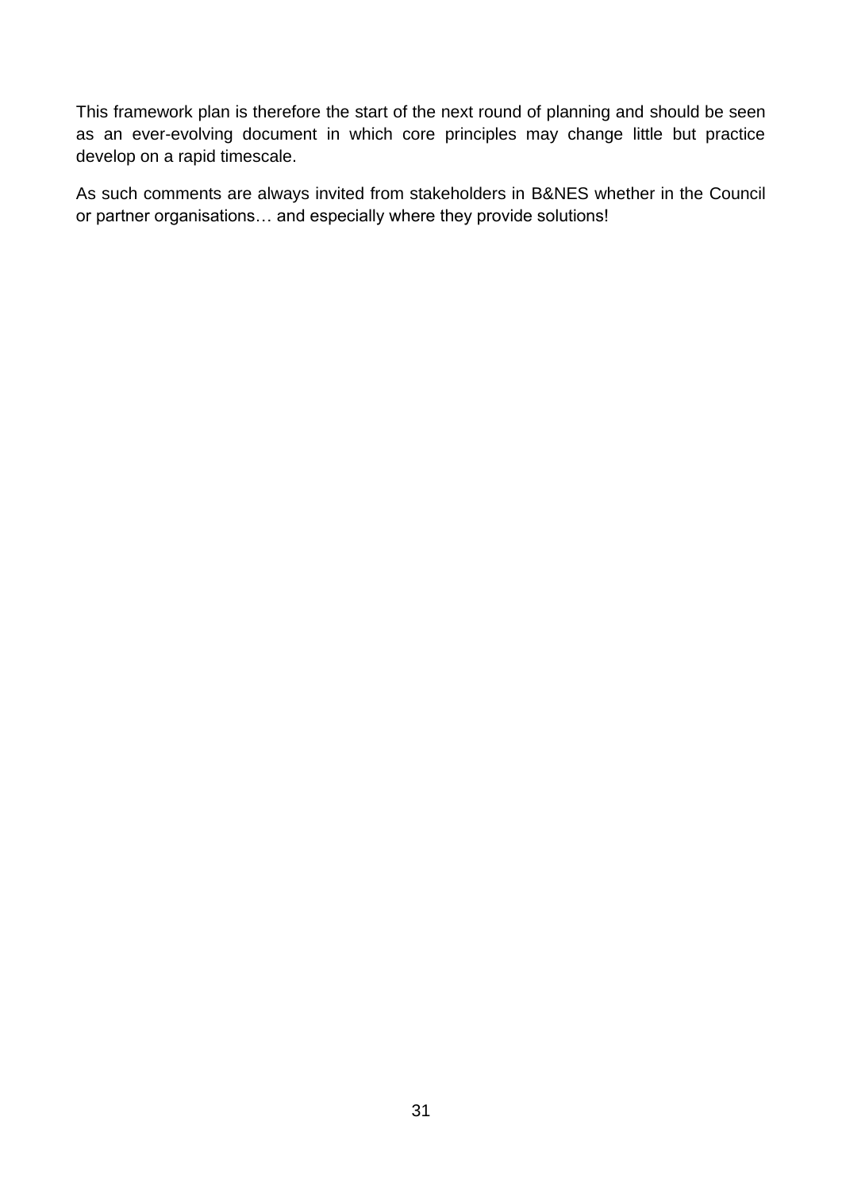This framework plan is therefore the start of the next round of planning and should be seen as an ever-evolving document in which core principles may change little but practice develop on a rapid timescale.

As such comments are always invited from stakeholders in B&NES whether in the Council or partner organisations… and especially where they provide solutions!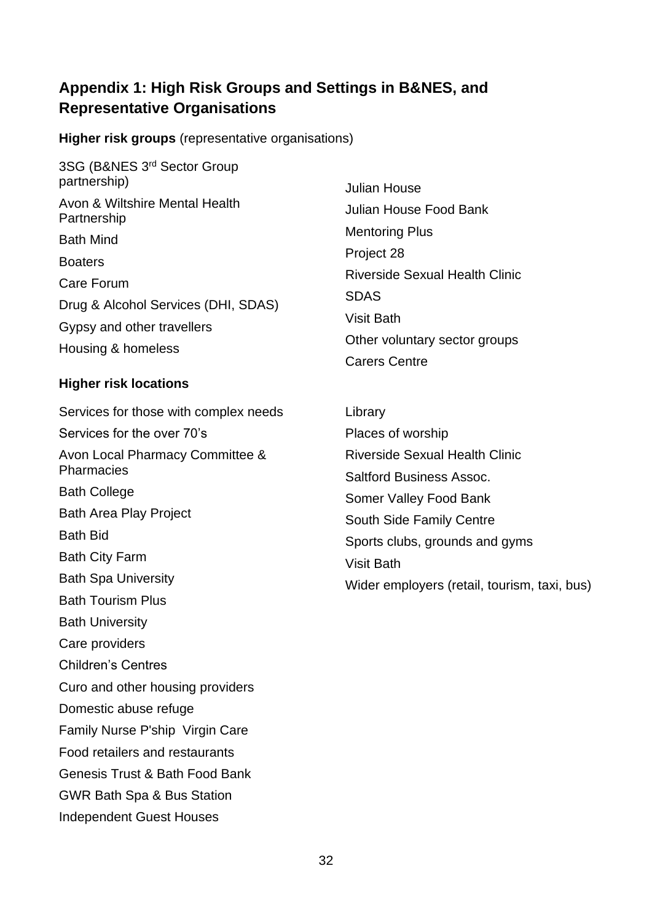## Appendix 1: High Risk Groups and Settings in B&NES, and Representative Organisations

**Higher risk groups** (representative organisations)

3SG (B&NES 3rd Sector Group partnership)

Avon & Wiltshire Mental Health Partnership

Bath Mind

Boaters

Care Forum

Drug & Alcohol Services (DHI, SDAS)

Gypsy and other travellers

Housing & homeless

Julian House

Julian House Food Bank

Mentoring Plus

Project 28

Riverside Sexual Health Clinic

SDAS

Visit Bath

Other voluntary sector groups

Carers Centre

**Higher risk locations**

Services for those with complex needs

Services for the over 70's

Avon Local Pharmacy Committee & Pharmacies

Bath College

Bath Area Play Project

Bath Bid

Bath City Farm

Bath Spa University

Bath Tourism Plus

Bath University

Care providers

Children's Centres

Curo and other housing providers

Domestic abuse refuge

Family Nurse P'ship  Virgin Care

Food retailers and restaurants

Genesis Trust & Bath Food Bank

GWR Bath Spa & Bus Station

Independent Guest Houses

Library

Places of worship

Riverside Sexual Health Clinic

Saltford Business Assoc.

Somer Valley Food Bank

South Side Family Centre

Sports clubs, grounds and gyms

Visit Bath

Wider employers (retail, tourism, taxi, bus)